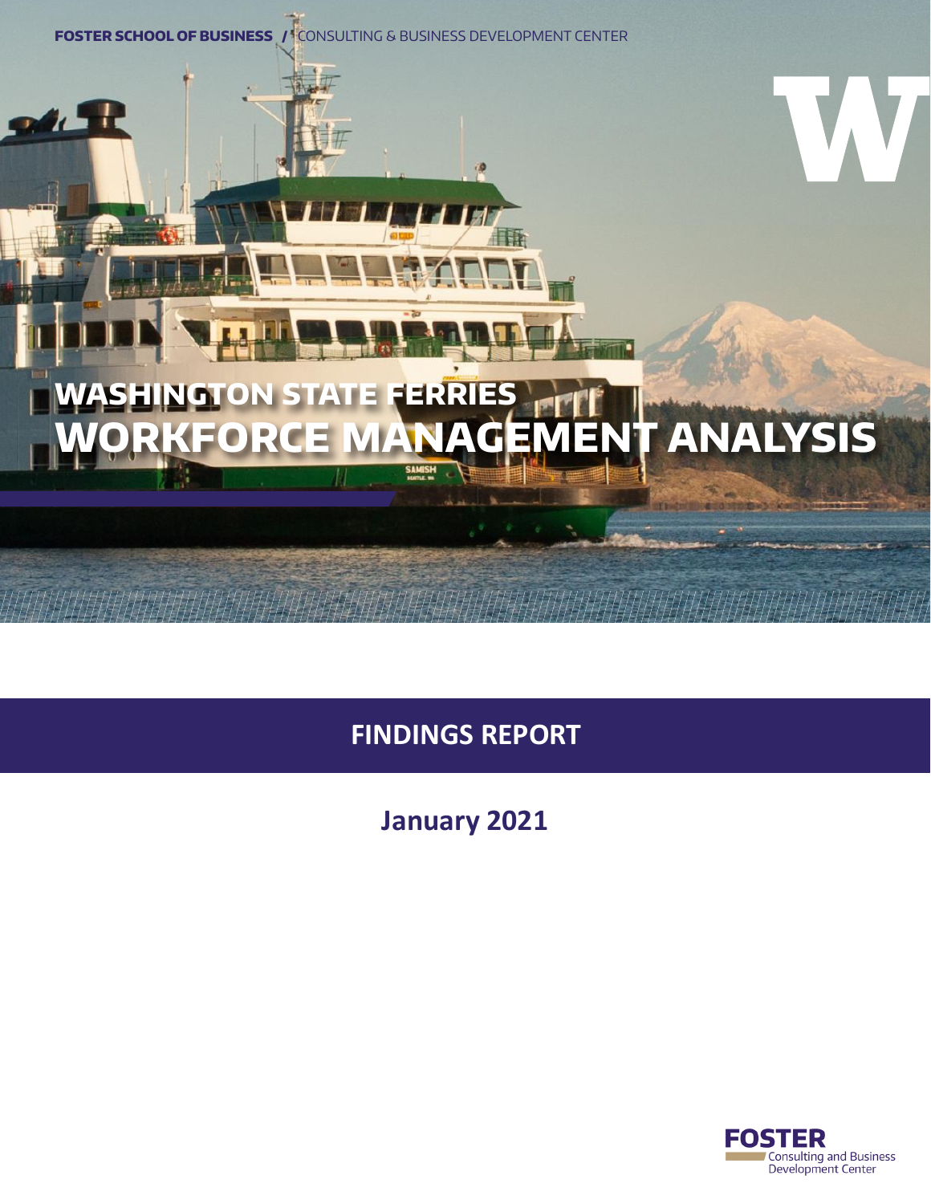FOSTER SCHOOL OF BUSINESS / CONSULTING & BUSINESS DEVELOPMENT CENTER

# WASHINGTON STATE FERRIES WORKFORCE MANAGEMENT ANALYSIS

## FINDINGS REPORT

**January 2021**

FOSTER Consulting and Business Development Center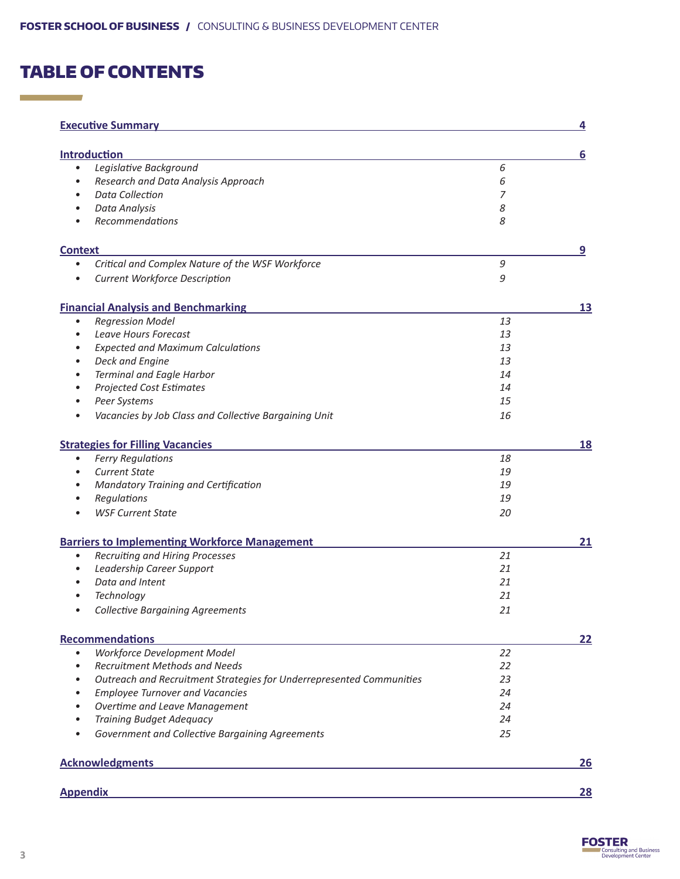# TABLE OF CONTENTS

**Executive Summary** 4

**Introduction** 6

- *Legislative Background* 6
- *Research and Data Analysis Approach* 6
- *Data Collection* 7
- *Data Analysis* 8
- *Recommendations* 8

**Context** 9

- *Critical and Complex Nature of the WSF Workforce* 9
- *Current Workforce Description* 9

**Financial Analysis and Benchmarking** 13

- *Regression Model* 13
- *Leave Hours Forecast* 13
- *Expected and Maximum Calculations* 13
- *Deck and Engine* 13
- *Terminal and Eagle Harbor* 14
- *Projected Cost Estimates* 14
- *Peer Systems* 15
- *Vacancies by Job Class and Collective Bargaining Unit* 16

**Strategies for Filling Vacancies** 18

- *Ferry Regulations* 18
- *Current State* 19
- *Mandatory Training and Certification* 19
- *Regulations* 19
- *WSF Current State* 20

**Barriers to Implementing Workforce Management** 21

- *Recruiting and Hiring Processes* 21
- *Leadership Career Support* 21
- *Data and Intent* 21
- *Technology* 21
- *Collective Bargaining Agreements* 21

**Recommendations** 22

- *Workforce Development Model* 22
- *Recruitment Methods and Needs* 22
- *Outreach and Recruitment Strategies for Underrepresented Communities* 23
- *Employee Turnover and Vacancies* 24
- *Overtime and Leave Management* 24
- *Training Budget Adequacy* 24
- *Government and Collective Bargaining Agreements* 25

**Acknowledgments** 26

**Appendix** 28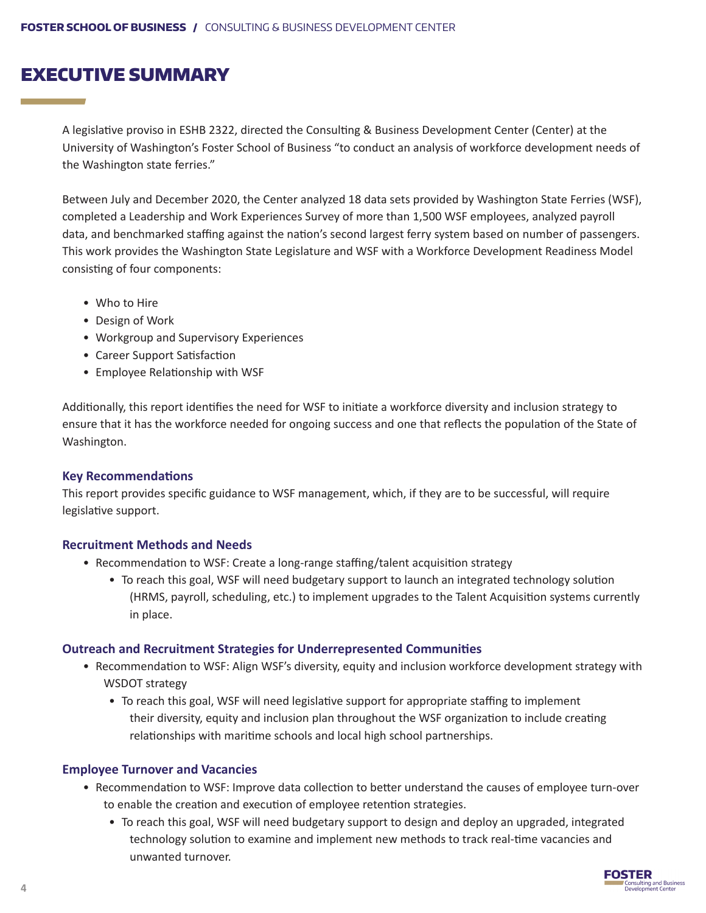# EXECUTIVE SUMMARY

A legislative proviso in ESHB 2322, directed the Consulting & Business Development Center (Center) at the University of Washington's Foster School of Business "to conduct an analysis of workforce development needs of the Washington state ferries."

Between July and December 2020, the Center analyzed 18 data sets provided by Washington State Ferries (WSF), completed a Leadership and Work Experiences Survey of more than 1,500 WSF employees, analyzed payroll data, and benchmarked staffing against the nation's second largest ferry system based on number of passengers. This work provides the Washington State Legislature and WSF with a Workforce Development Readiness Model consisting of four components:

- Who to Hire
- Design of Work
- Workgroup and Supervisory Experiences
- Career Support Satisfaction
- Employee Relationship with WSF

Additionally, this report identifies the need for WSF to initiate a workforce diversity and inclusion strategy to ensure that it has the workforce needed for ongoing success and one that reflects the population of the State of Washington.

### Key Recommendations

This report provides specific guidance to WSF management, which, if they are to be successful, will require legislative support.

### Recruitment Methods and Needs

- Recommendation to WSF: Create a long-range staffing/talent acquisition strategy
  - To reach this goal, WSF will need budgetary support to launch an integrated technology solution (HRMS, payroll, scheduling, etc.) to implement upgrades to the Talent Acquisition systems currently in place.

### Outreach and Recruitment Strategies for Underrepresented Communities

- Recommendation to WSF: Align WSF's diversity, equity and inclusion workforce development strategy with WSDOT strategy
  - To reach this goal, WSF will need legislative support for appropriate staffing to implement their diversity, equity and inclusion plan throughout the WSF organization to include creating relationships with maritime schools and local high school partnerships.

### Employee Turnover and Vacancies

- Recommendation to WSF: Improve data collection to better understand the causes of employee turn-over to enable the creation and execution of employee retention strategies.
  - To reach this goal, WSF will need budgetary support to design and deploy an upgraded, integrated technology solution to examine and implement new methods to track real-time vacancies and unwanted turnover.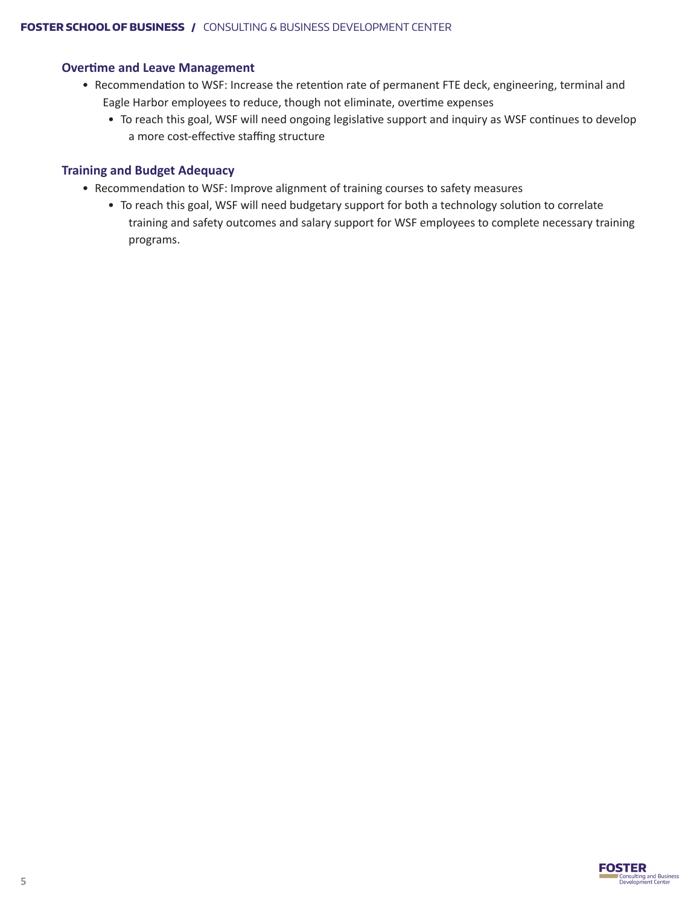### Overtime and Leave Management

- Recommendation to WSF: Increase the retention rate of permanent FTE deck, engineering, terminal and Eagle Harbor employees to reduce, though not eliminate, overtime expenses
  - To reach this goal, WSF will need ongoing legislative support and inquiry as WSF continues to develop a more cost-effective staffing structure

### Training and Budget Adequacy

- Recommendation to WSF: Improve alignment of training courses to safety measures
  - To reach this goal, WSF will need budgetary support for both a technology solution to correlate training and safety outcomes and salary support for WSF employees to complete necessary training programs.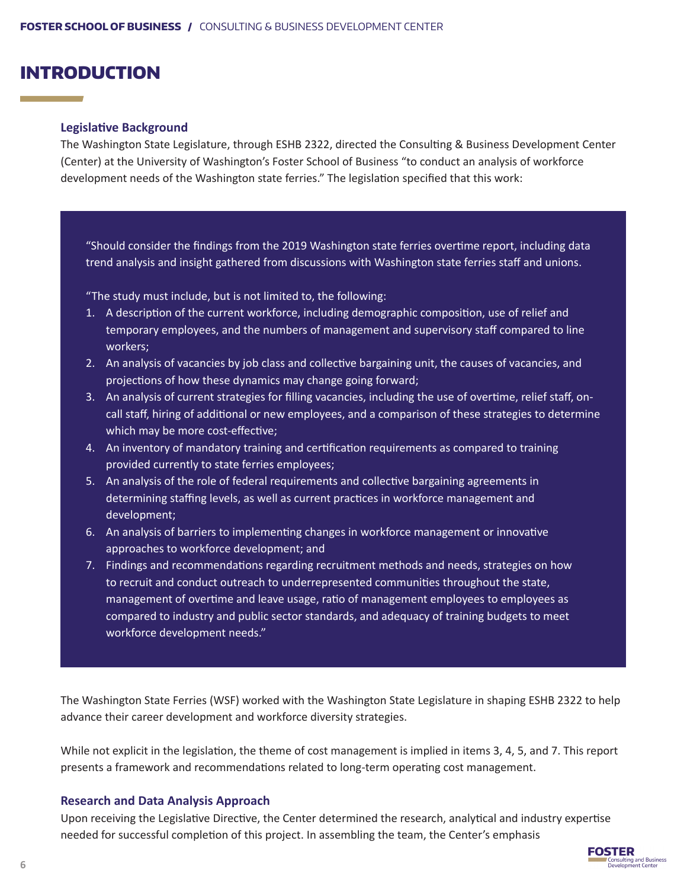# INTRODUCTION

### Legislative Background

The Washington State Legislature, through ESHB 2322, directed the Consulting & Business Development Center (Center) at the University of Washington's Foster School of Business "to conduct an analysis of workforce development needs of the Washington state ferries." The legislation specified that this work:

> "Should consider the findings from the 2019 Washington state ferries overtime report, including data trend analysis and insight gathered from discussions with Washington state ferries staff and unions.
>
> "The study must include, but is not limited to, the following:
>
> 1. A description of the current workforce, including demographic composition, use of relief and temporary employees, and the numbers of management and supervisory staff compared to line workers;
> 2. An analysis of vacancies by job class and collective bargaining unit, the causes of vacancies, and projections of how these dynamics may change going forward;
> 3. An analysis of current strategies for filling vacancies, including the use of overtime, relief staff, on-call staff, hiring of additional or new employees, and a comparison of these strategies to determine which may be more cost-effective;
> 4. An inventory of mandatory training and certification requirements as compared to training provided currently to state ferries employees;
> 5. An analysis of the role of federal requirements and collective bargaining agreements in determining staffing levels, as well as current practices in workforce management and development;
> 6. An analysis of barriers to implementing changes in workforce management or innovative approaches to workforce development; and
> 7. Findings and recommendations regarding recruitment methods and needs, strategies on how to recruit and conduct outreach to underrepresented communities throughout the state, management of overtime and leave usage, ratio of management employees to employees as compared to industry and public sector standards, and adequacy of training budgets to meet workforce development needs."

The Washington State Ferries (WSF) worked with the Washington State Legislature in shaping ESHB 2322 to help advance their career development and workforce diversity strategies.

While not explicit in the legislation, the theme of cost management is implied in items 3, 4, 5, and 7. This report presents a framework and recommendations related to long-term operating cost management.

### Research and Data Analysis Approach

Upon receiving the Legislative Directive, the Center determined the research, analytical and industry expertise needed for successful completion of this project. In assembling the team, the Center's emphasis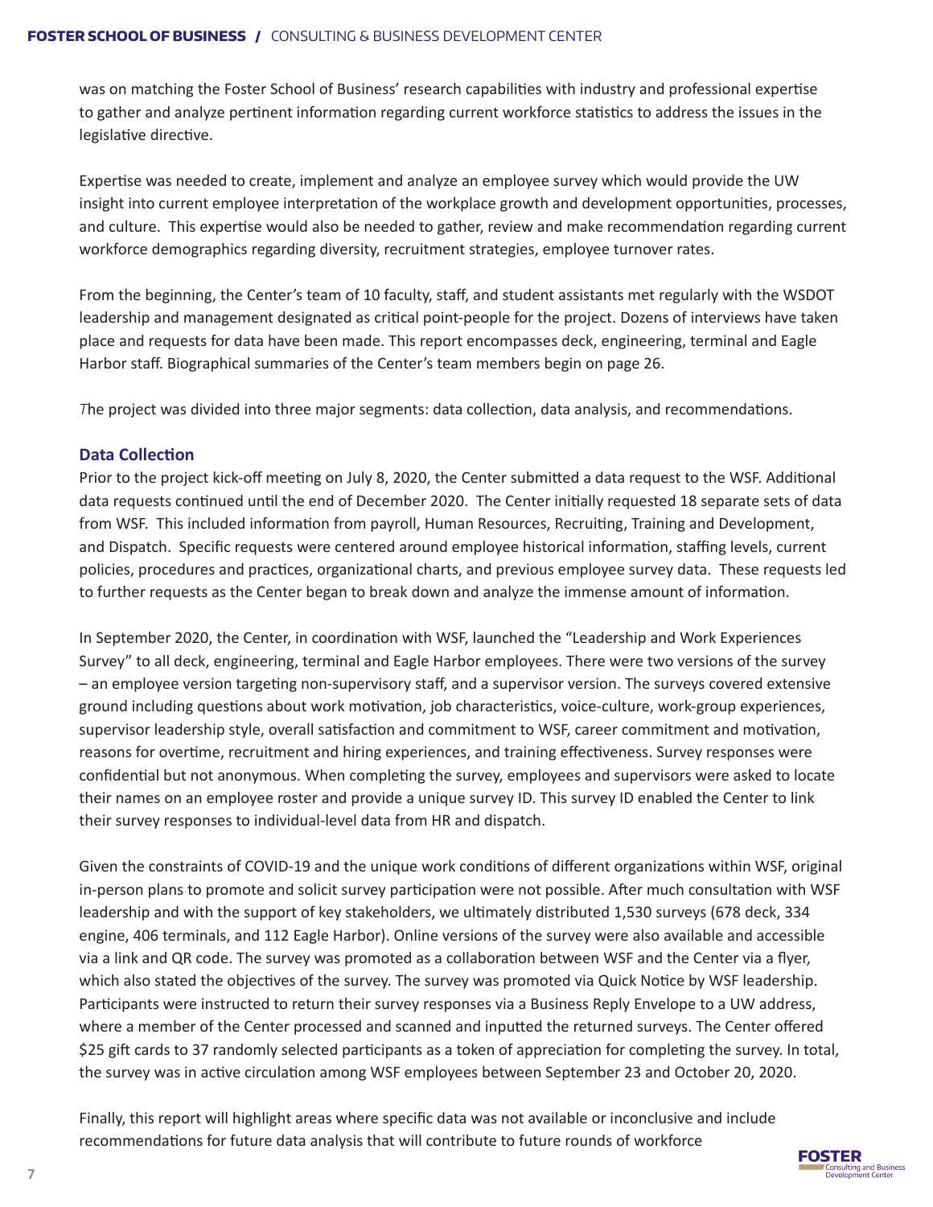was on matching the Foster School of Business' research capabilities with industry and professional expertise to gather and analyze pertinent information regarding current workforce statistics to address the issues in the legislative directive.

Expertise was needed to create, implement and analyze an employee survey which would provide the UW insight into current employee interpretation of the workplace growth and development opportunities, processes, and culture. This expertise would also be needed to gather, review and make recommendation regarding current workforce demographics regarding diversity, recruitment strategies, employee turnover rates.

From the beginning, the Center's team of 10 faculty, staff, and student assistants met regularly with the WSDOT leadership and management designated as critical point-people for the project. Dozens of interviews have taken place and requests for data have been made. This report encompasses deck, engineering, terminal and Eagle Harbor staff. Biographical summaries of the Center's team members begin on page 26.

*T*he project was divided into three major segments: data collection, data analysis, and recommendations.

### Data Collection

Prior to the project kick-off meeting on July 8, 2020, the Center submitted a data request to the WSF. Additional data requests continued until the end of December 2020. The Center initially requested 18 separate sets of data from WSF. This included information from payroll, Human Resources, Recruiting, Training and Development, and Dispatch. Specific requests were centered around employee historical information, staffing levels, current policies, procedures and practices, organizational charts, and previous employee survey data. These requests led to further requests as the Center began to break down and analyze the immense amount of information.

In September 2020, the Center, in coordination with WSF, launched the "Leadership and Work Experiences Survey" to all deck, engineering, terminal and Eagle Harbor employees. There were two versions of the survey – an employee version targeting non-supervisory staff, and a supervisor version. The surveys covered extensive ground including questions about work motivation, job characteristics, voice-culture, work-group experiences, supervisor leadership style, overall satisfaction and commitment to WSF, career commitment and motivation, reasons for overtime, recruitment and hiring experiences, and training effectiveness. Survey responses were confidential but not anonymous. When completing the survey, employees and supervisors were asked to locate their names on an employee roster and provide a unique survey ID. This survey ID enabled the Center to link their survey responses to individual-level data from HR and dispatch.

Given the constraints of COVID-19 and the unique work conditions of different organizations within WSF, original in-person plans to promote and solicit survey participation were not possible. After much consultation with WSF leadership and with the support of key stakeholders, we ultimately distributed 1,530 surveys (678 deck, 334 engine, 406 terminals, and 112 Eagle Harbor). Online versions of the survey were also available and accessible via a link and QR code. The survey was promoted as a collaboration between WSF and the Center via a flyer, which also stated the objectives of the survey. The survey was promoted via Quick Notice by WSF leadership. Participants were instructed to return their survey responses via a Business Reply Envelope to a UW address, where a member of the Center processed and scanned and inputted the returned surveys. The Center offered $25 gift cards to 37 randomly selected participants as a token of appreciation for completing the survey. In total, the survey was in active circulation among WSF employees between September 23 and October 20, 2020.

Finally, this report will highlight areas where specific data was not available or inconclusive and include recommendations for future data analysis that will contribute to future rounds of workforce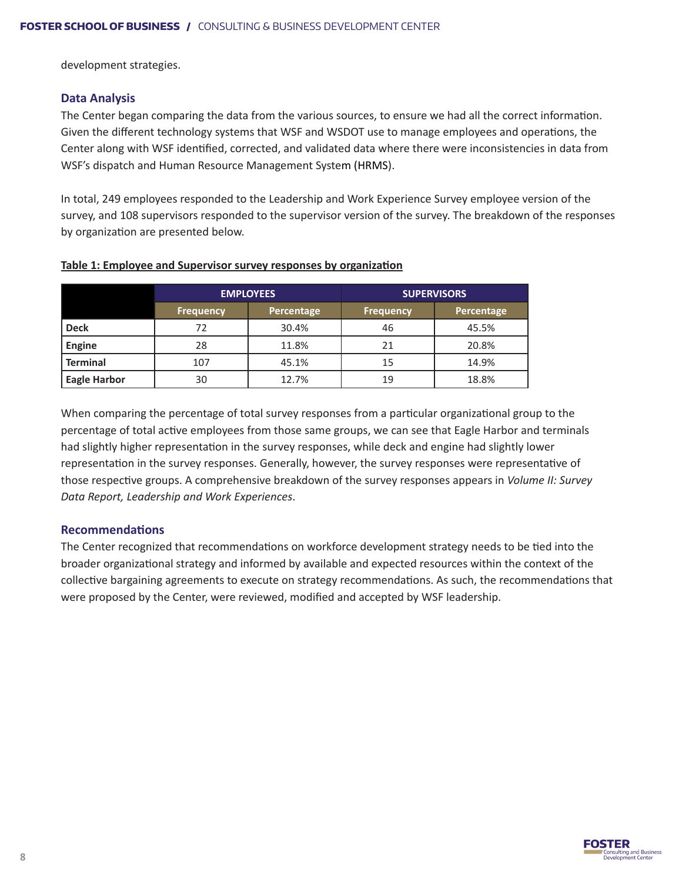development strategies.

## Data Analysis

The Center began comparing the data from the various sources, to ensure we had all the correct information. Given the different technology systems that WSF and WSDOT use to manage employees and operations, the Center along with WSF identified, corrected, and validated data where there were inconsistencies in data from WSF's dispatch and Human Resource Management System (HRMS).

In total, 249 employees responded to the Leadership and Work Experience Survey employee version of the survey, and 108 supervisors responded to the supervisor version of the survey. The breakdown of the responses by organization are presented below.

**Table 1: Employee and Supervisor survey responses by organization**

| | EMPLOYEES | | SUPERVISORS | |
|---|---|---|---|---|
| | Frequency | Percentage | Frequency | Percentage |
| **Deck** | 72 | 30.4% | 46 | 45.5% |
| **Engine** | 28 | 11.8% | 21 | 20.8% |
| **Terminal** | 107 | 45.1% | 15 | 14.9% |
| **Eagle Harbor** | 30 | 12.7% | 19 | 18.8% |

When comparing the percentage of total survey responses from a particular organizational group to the percentage of total active employees from those same groups, we can see that Eagle Harbor and terminals had slightly higher representation in the survey responses, while deck and engine had slightly lower representation in the survey responses. Generally, however, the survey responses were representative of those respective groups. A comprehensive breakdown of the survey responses appears in *Volume II: Survey Data Report, Leadership and Work Experiences*.

## Recommendations

The Center recognized that recommendations on workforce development strategy needs to be tied into the broader organizational strategy and informed by available and expected resources within the context of the collective bargaining agreements to execute on strategy recommendations. As such, the recommendations that were proposed by the Center, were reviewed, modified and accepted by WSF leadership.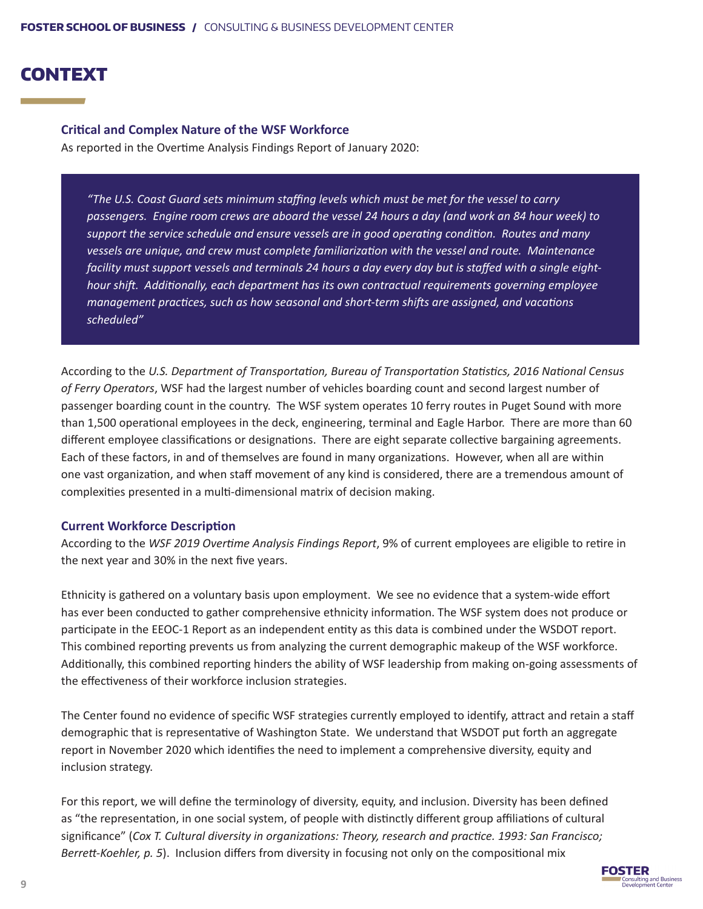# CONTEXT

### Critical and Complex Nature of the WSF Workforce

As reported in the Overtime Analysis Findings Report of January 2020:

> *"The U.S. Coast Guard sets minimum staffing levels which must be met for the vessel to carry passengers. Engine room crews are aboard the vessel 24 hours a day (and work an 84 hour week) to support the service schedule and ensure vessels are in good operating condition. Routes and many vessels are unique, and crew must complete familiarization with the vessel and route. Maintenance facility must support vessels and terminals 24 hours a day every day but is staffed with a single eight-hour shift. Additionally, each department has its own contractual requirements governing employee management practices, such as how seasonal and short-term shifts are assigned, and vacations scheduled"*

According to the *U.S. Department of Transportation, Bureau of Transportation Statistics, 2016 National Census of Ferry Operators*, WSF had the largest number of vehicles boarding count and second largest number of passenger boarding count in the country. The WSF system operates 10 ferry routes in Puget Sound with more than 1,500 operational employees in the deck, engineering, terminal and Eagle Harbor. There are more than 60 different employee classifications or designations. There are eight separate collective bargaining agreements. Each of these factors, in and of themselves are found in many organizations. However, when all are within one vast organization, and when staff movement of any kind is considered, there are a tremendous amount of complexities presented in a multi-dimensional matrix of decision making.

### Current Workforce Description

According to the *WSF 2019 Overtime Analysis Findings Report*, 9% of current employees are eligible to retire in the next year and 30% in the next five years.

Ethnicity is gathered on a voluntary basis upon employment. We see no evidence that a system-wide effort has ever been conducted to gather comprehensive ethnicity information. The WSF system does not produce or participate in the EEOC-1 Report as an independent entity as this data is combined under the WSDOT report. This combined reporting prevents us from analyzing the current demographic makeup of the WSF workforce. Additionally, this combined reporting hinders the ability of WSF leadership from making on-going assessments of the effectiveness of their workforce inclusion strategies.

The Center found no evidence of specific WSF strategies currently employed to identify, attract and retain a staff demographic that is representative of Washington State. We understand that WSDOT put forth an aggregate report in November 2020 which identifies the need to implement a comprehensive diversity, equity and inclusion strategy.

For this report, we will define the terminology of diversity, equity, and inclusion. Diversity has been defined as "the representation, in one social system, of people with distinctly different group affiliations of cultural significance" (*Cox T. Cultural diversity in organizations: Theory, research and practice. 1993: San Francisco; Berrett-Koehler, p. 5*). Inclusion differs from diversity in focusing not only on the compositional mix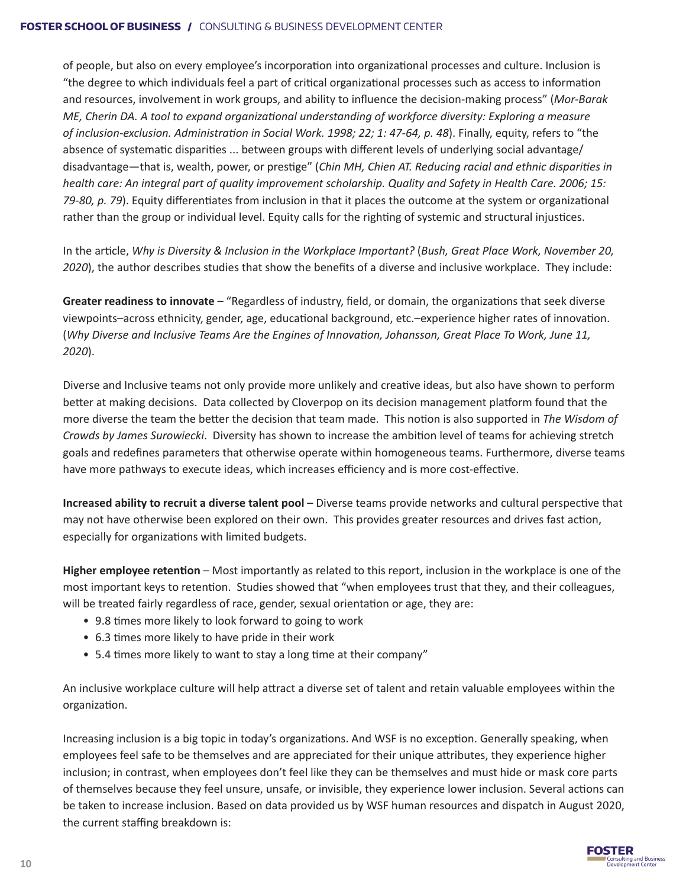of people, but also on every employee's incorporation into organizational processes and culture. Inclusion is "the degree to which individuals feel a part of critical organizational processes such as access to information and resources, involvement in work groups, and ability to influence the decision-making process" (*Mor-Barak ME, Cherin DA. A tool to expand organizational understanding of workforce diversity: Exploring a measure of inclusion-exclusion. Administration in Social Work. 1998; 22; 1: 47-64, p. 48*). Finally, equity, refers to "the absence of systematic disparities ... between groups with different levels of underlying social advantage/ disadvantage—that is, wealth, power, or prestige" (*Chin MH, Chien AT. Reducing racial and ethnic disparities in health care: An integral part of quality improvement scholarship. Quality and Safety in Health Care. 2006; 15: 79-80, p. 79*). Equity differentiates from inclusion in that it places the outcome at the system or organizational rather than the group or individual level. Equity calls for the righting of systemic and structural injustices.

In the article, *Why is Diversity & Inclusion in the Workplace Important?* (*Bush, Great Place Work, November 20, 2020*), the author describes studies that show the benefits of a diverse and inclusive workplace. They include:

**Greater readiness to innovate** – "Regardless of industry, field, or domain, the organizations that seek diverse viewpoints–across ethnicity, gender, age, educational background, etc.–experience higher rates of innovation. (*Why Diverse and Inclusive Teams Are the Engines of Innovation, Johansson, Great Place To Work, June 11, 2020*).

Diverse and Inclusive teams not only provide more unlikely and creative ideas, but also have shown to perform better at making decisions. Data collected by Cloverpop on its decision management platform found that the more diverse the team the better the decision that team made. This notion is also supported in *The Wisdom of Crowds by James Surowiecki*. Diversity has shown to increase the ambition level of teams for achieving stretch goals and redefines parameters that otherwise operate within homogeneous teams. Furthermore, diverse teams have more pathways to execute ideas, which increases efficiency and is more cost-effective.

**Increased ability to recruit a diverse talent pool** – Diverse teams provide networks and cultural perspective that may not have otherwise been explored on their own. This provides greater resources and drives fast action, especially for organizations with limited budgets.

**Higher employee retention** – Most importantly as related to this report, inclusion in the workplace is one of the most important keys to retention. Studies showed that "when employees trust that they, and their colleagues, will be treated fairly regardless of race, gender, sexual orientation or age, they are:

- 9.8 times more likely to look forward to going to work
- 6.3 times more likely to have pride in their work
- 5.4 times more likely to want to stay a long time at their company"

An inclusive workplace culture will help attract a diverse set of talent and retain valuable employees within the organization.

Increasing inclusion is a big topic in today's organizations. And WSF is no exception. Generally speaking, when employees feel safe to be themselves and are appreciated for their unique attributes, they experience higher inclusion; in contrast, when employees don't feel like they can be themselves and must hide or mask core parts of themselves because they feel unsure, unsafe, or invisible, they experience lower inclusion. Several actions can be taken to increase inclusion. Based on data provided us by WSF human resources and dispatch in August 2020, the current staffing breakdown is: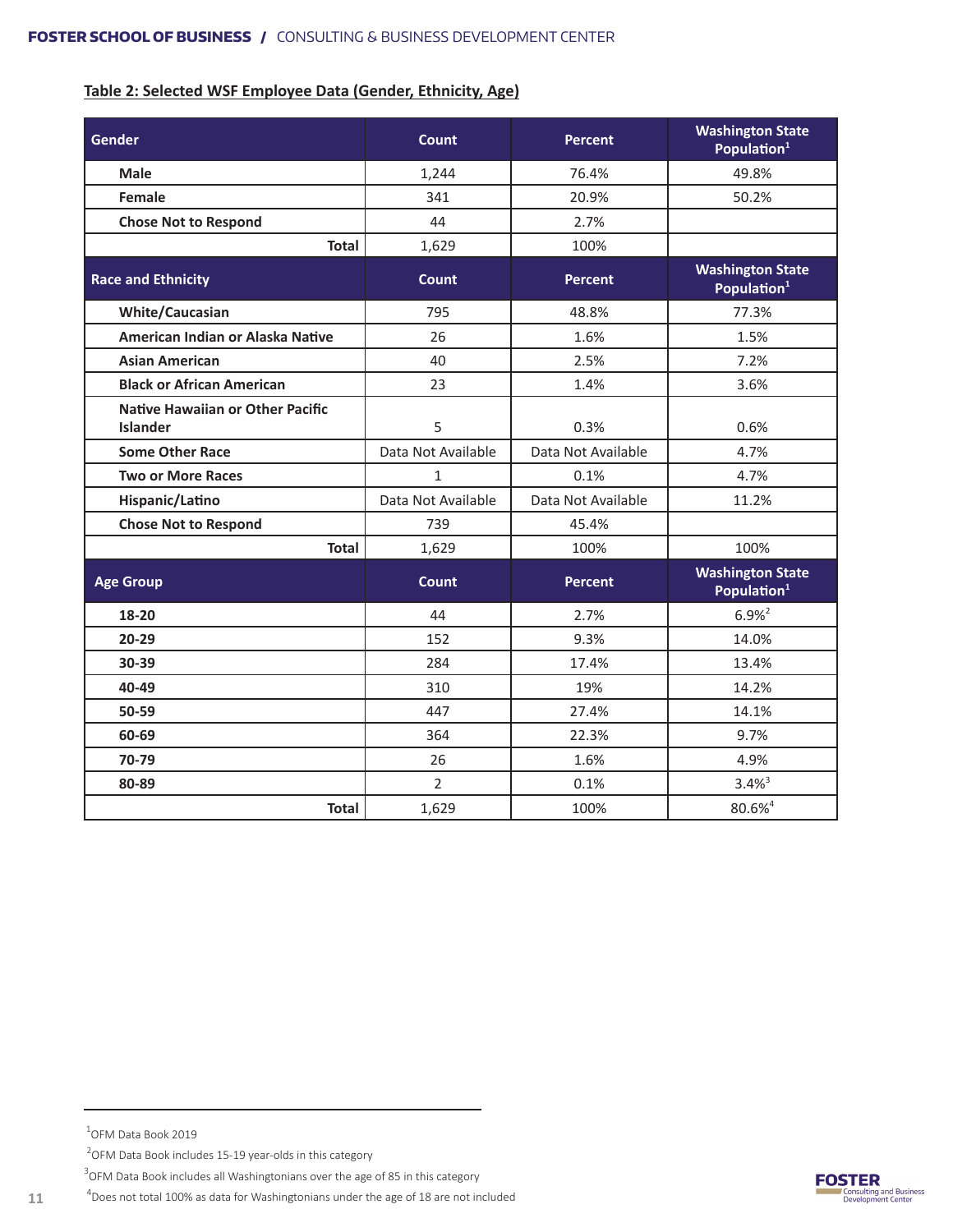**Table 2: Selected WSF Employee Data (Gender, Ethnicity, Age)**

| Gender | Count | Percent | Washington State Population[1] |
|---|---|---|---|
| Male | 1,244 | 76.4% | 49.8% |
| Female | 341 | 20.9% | 50.2% |
| Chose Not to Respond | 44 | 2.7% | |
| **Total** | 1,629 | 100% | |
| **Race and Ethnicity** | **Count** | **Percent** | **Washington State Population[1]** |
| White/Caucasian | 795 | 48.8% | 77.3% |
| American Indian or Alaska Native | 26 | 1.6% | 1.5% |
| Asian American | 40 | 2.5% | 7.2% |
| Black or African American | 23 | 1.4% | 3.6% |
| Native Hawaiian or Other Pacific Islander | 5 | 0.3% | 0.6% |
| Some Other Race | Data Not Available | Data Not Available | 4.7% |
| Two or More Races | 1 | 0.1% | 4.7% |
| Hispanic/Latino | Data Not Available | Data Not Available | 11.2% |
| Chose Not to Respond | 739 | 45.4% | |
| **Total** | 1,629 | 100% | 100% |
| **Age Group** | **Count** | **Percent** | **Washington State Population[1]** |
| 18-20 | 44 | 2.7% | 6.9%[2] |
| 20-29 | 152 | 9.3% | 14.0% |
| 30-39 | 284 | 17.4% | 13.4% |
| 40-49 | 310 | 19% | 14.2% |
| 50-59 | 447 | 27.4% | 14.1% |
| 60-69 | 364 | 22.3% | 9.7% |
| 70-79 | 26 | 1.6% | 4.9% |
| 80-89 | 2 | 0.1% | 3.4%[3] |
| **Total** | 1,629 | 100% | 80.6%[4] |

[1] OFM Data Book 2019

[2] OFM Data Book includes 15-19 year-olds in this category

[3] OFM Data Book includes all Washingtonians over the age of 85 in this category

[4] Does not total 100% as data for Washingtonians under the age of 18 are not included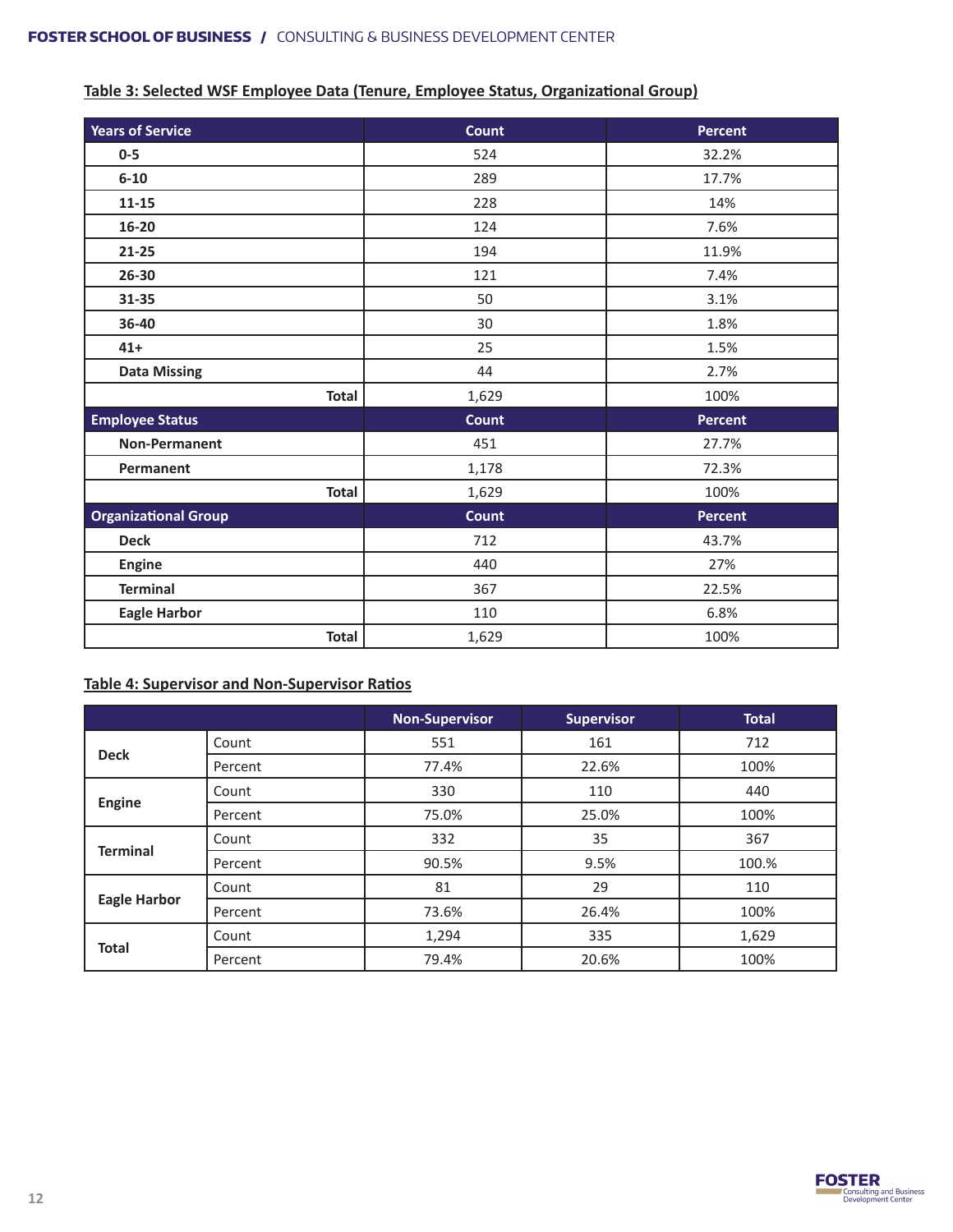**Table 3: Selected WSF Employee Data (Tenure, Employee Status, Organizational Group)**

| Years of Service | Count | Percent |
|---|---|---|
| 0-5 | 524 | 32.2% |
| 6-10 | 289 | 17.7% |
| 11-15 | 228 | 14% |
| 16-20 | 124 | 7.6% |
| 21-25 | 194 | 11.9% |
| 26-30 | 121 | 7.4% |
| 31-35 | 50 | 3.1% |
| 36-40 | 30 | 1.8% |
| 41+ | 25 | 1.5% |
| Data Missing | 44 | 2.7% |
| Total | 1,629 | 100% |
| **Employee Status** | **Count** | **Percent** |
| Non-Permanent | 451 | 27.7% |
| Permanent | 1,178 | 72.3% |
| Total | 1,629 | 100% |
| **Organizational Group** | **Count** | **Percent** |
| Deck | 712 | 43.7% |
| Engine | 440 | 27% |
| Terminal | 367 | 22.5% |
| Eagle Harbor | 110 | 6.8% |
| Total | 1,629 | 100% |

**Table 4: Supervisor and Non-Supervisor Ratios**

| | | Non-Supervisor | Supervisor | Total |
|---|---|---|---|---|
| Deck | Count | 551 | 161 | 712 |
| | Percent | 77.4% | 22.6% | 100% |
| Engine | Count | 330 | 110 | 440 |
| | Percent | 75.0% | 25.0% | 100% |
| Terminal | Count | 332 | 35 | 367 |
| | Percent | 90.5% | 9.5% | 100.% |
| Eagle Harbor | Count | 81 | 29 | 110 |
| | Percent | 73.6% | 26.4% | 100% |
| Total | Count | 1,294 | 335 | 1,629 |
| | Percent | 79.4% | 20.6% | 100% |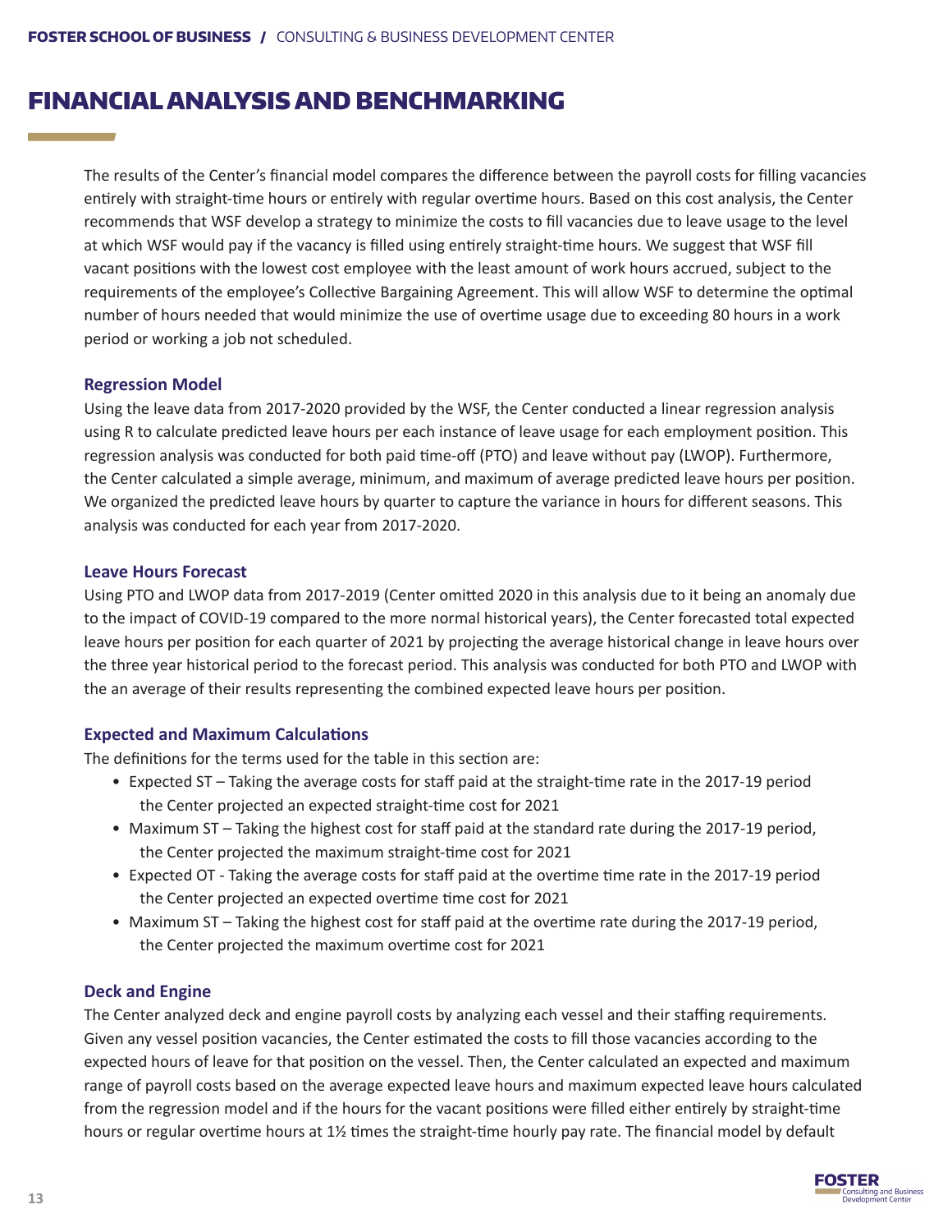# FINANCIAL ANALYSIS AND BENCHMARKING

The results of the Center's financial model compares the difference between the payroll costs for filling vacancies entirely with straight-time hours or entirely with regular overtime hours. Based on this cost analysis, the Center recommends that WSF develop a strategy to minimize the costs to fill vacancies due to leave usage to the level at which WSF would pay if the vacancy is filled using entirely straight-time hours. We suggest that WSF fill vacant positions with the lowest cost employee with the least amount of work hours accrued, subject to the requirements of the employee's Collective Bargaining Agreement. This will allow WSF to determine the optimal number of hours needed that would minimize the use of overtime usage due to exceeding 80 hours in a work period or working a job not scheduled.

### Regression Model

Using the leave data from 2017-2020 provided by the WSF, the Center conducted a linear regression analysis using R to calculate predicted leave hours per each instance of leave usage for each employment position. This regression analysis was conducted for both paid time-off (PTO) and leave without pay (LWOP). Furthermore, the Center calculated a simple average, minimum, and maximum of average predicted leave hours per position. We organized the predicted leave hours by quarter to capture the variance in hours for different seasons. This analysis was conducted for each year from 2017-2020.

### Leave Hours Forecast

Using PTO and LWOP data from 2017-2019 (Center omitted 2020 in this analysis due to it being an anomaly due to the impact of COVID-19 compared to the more normal historical years), the Center forecasted total expected leave hours per position for each quarter of 2021 by projecting the average historical change in leave hours over the three year historical period to the forecast period. This analysis was conducted for both PTO and LWOP with the an average of their results representing the combined expected leave hours per position.

### Expected and Maximum Calculations

The definitions for the terms used for the table in this section are:

- Expected ST – Taking the average costs for staff paid at the straight-time rate in the 2017-19 period the Center projected an expected straight-time cost for 2021
- Maximum ST – Taking the highest cost for staff paid at the standard rate during the 2017-19 period, the Center projected the maximum straight-time cost for 2021
- Expected OT - Taking the average costs for staff paid at the overtime time rate in the 2017-19 period the Center projected an expected overtime time cost for 2021
- Maximum ST – Taking the highest cost for staff paid at the overtime rate during the 2017-19 period, the Center projected the maximum overtime cost for 2021

### Deck and Engine

The Center analyzed deck and engine payroll costs by analyzing each vessel and their staffing requirements. Given any vessel position vacancies, the Center estimated the costs to fill those vacancies according to the expected hours of leave for that position on the vessel. Then, the Center calculated an expected and maximum range of payroll costs based on the average expected leave hours and maximum expected leave hours calculated from the regression model and if the hours for the vacant positions were filled either entirely by straight-time hours or regular overtime hours at 1½ times the straight-time hourly pay rate. The financial model by default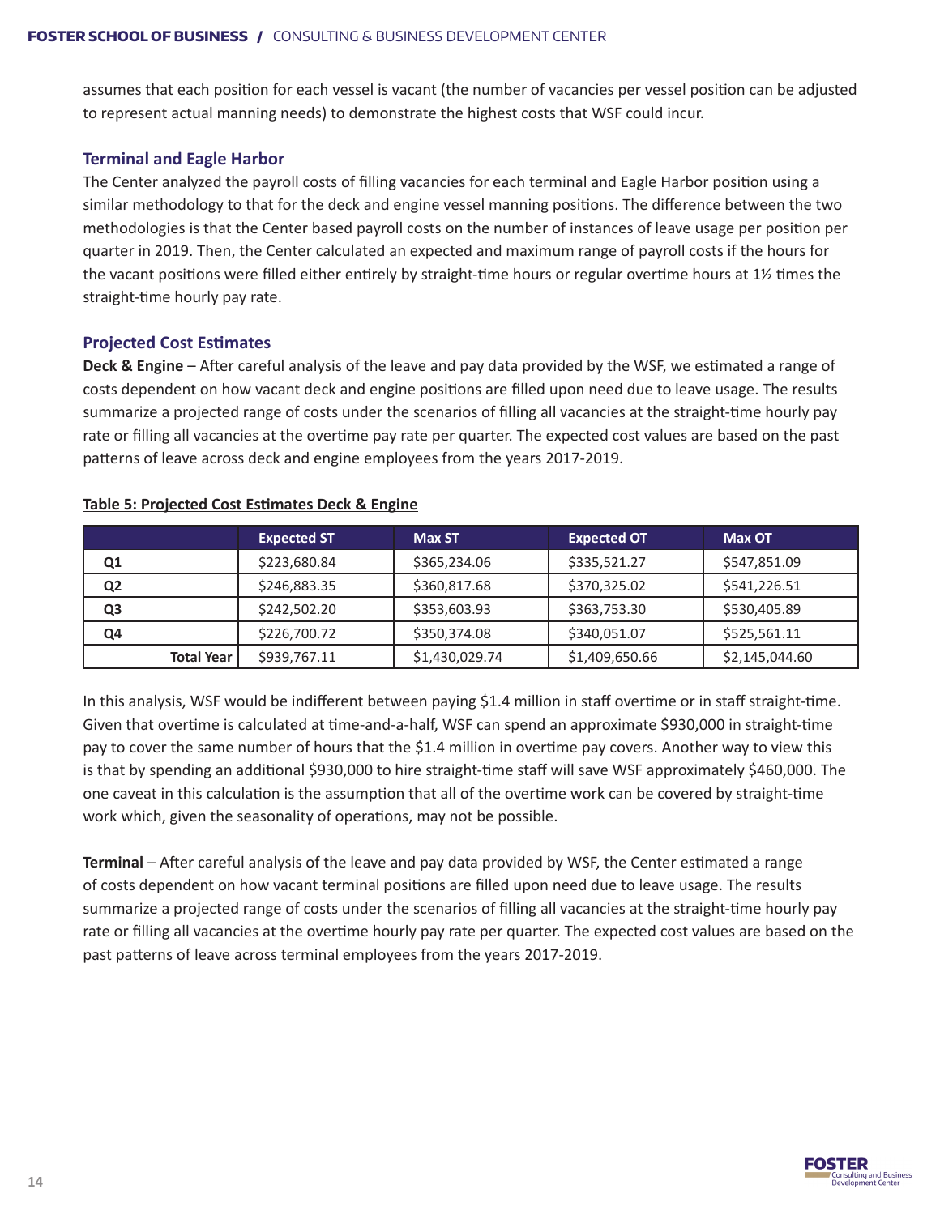assumes that each position for each vessel is vacant (the number of vacancies per vessel position can be adjusted to represent actual manning needs) to demonstrate the highest costs that WSF could incur.

### Terminal and Eagle Harbor

The Center analyzed the payroll costs of filling vacancies for each terminal and Eagle Harbor position using a similar methodology to that for the deck and engine vessel manning positions. The difference between the two methodologies is that the Center based payroll costs on the number of instances of leave usage per position per quarter in 2019. Then, the Center calculated an expected and maximum range of payroll costs if the hours for the vacant positions were filled either entirely by straight-time hours or regular overtime hours at 1½ times the straight-time hourly pay rate.

### Projected Cost Estimates

**Deck & Engine** – After careful analysis of the leave and pay data provided by the WSF, we estimated a range of costs dependent on how vacant deck and engine positions are filled upon need due to leave usage. The results summarize a projected range of costs under the scenarios of filling all vacancies at the straight-time hourly pay rate or filling all vacancies at the overtime pay rate per quarter. The expected cost values are based on the past patterns of leave across deck and engine employees from the years 2017-2019.

**Table 5: Projected Cost Estimates Deck & Engine**

| | Expected ST | Max ST | Expected OT | Max OT |
|---|---|---|---|---|
| **Q1** | $223,680.84 | $365,234.06 | $335,521.27 | $547,851.09 |
| **Q2** | $246,883.35 | $360,817.68 | $370,325.02 | $541,226.51 |
| **Q3** | $242,502.20 | $353,603.93 | $363,753.30 | $530,405.89 |
| **Q4** | $226,700.72 | $350,374.08 | $340,051.07 | $525,561.11 |
| **Total Year** | $939,767.11 | $1,430,029.74 | $1,409,650.66 | $2,145,044.60 |

In this analysis, WSF would be indifferent between paying $1.4 million in staff overtime or in staff straight-time. Given that overtime is calculated at time-and-a-half, WSF can spend an approximate $930,000 in straight-time pay to cover the same number of hours that the $1.4 million in overtime pay covers. Another way to view this is that by spending an additional $930,000 to hire straight-time staff will save WSF approximately $460,000. The one caveat in this calculation is the assumption that all of the overtime work can be covered by straight-time work which, given the seasonality of operations, may not be possible.

**Terminal** – After careful analysis of the leave and pay data provided by WSF, the Center estimated a range of costs dependent on how vacant terminal positions are filled upon need due to leave usage. The results summarize a projected range of costs under the scenarios of filling all vacancies at the straight-time hourly pay rate or filling all vacancies at the overtime hourly pay rate per quarter. The expected cost values are based on the past patterns of leave across terminal employees from the years 2017-2019.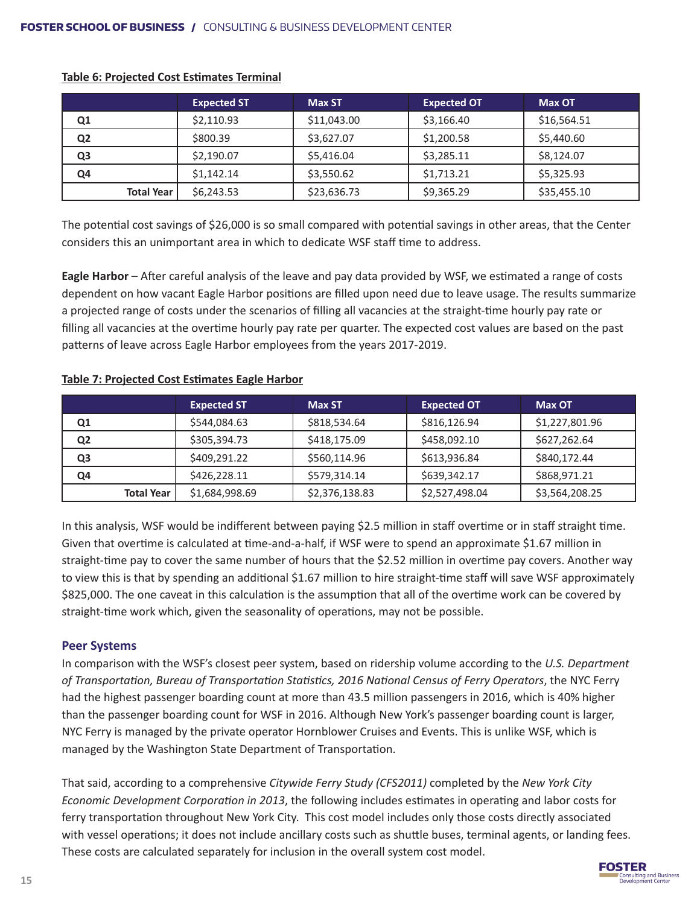**Table 6: Projected Cost Estimates Terminal**

| | Expected ST | Max ST | Expected OT | Max OT |
|---|---|---|---|---|
| Q1 | $2,110.93 | $11,043.00 | $3,166.40 | $16,564.51 |
| Q2 | $800.39 | $3,627.07 | $1,200.58 | $5,440.60 |
| Q3 | $2,190.07 | $5,416.04 | $3,285.11 | $8,124.07 |
| Q4 | $1,142.14 | $3,550.62 | $1,713.21 | $5,325.93 |
| Total Year | $6,243.53 | $23,636.73 | $9,365.29 | $35,455.10 |

The potential cost savings of $26,000 is so small compared with potential savings in other areas, that the Center considers this an unimportant area in which to dedicate WSF staff time to address.

**Eagle Harbor** – After careful analysis of the leave and pay data provided by WSF, we estimated a range of costs dependent on how vacant Eagle Harbor positions are filled upon need due to leave usage. The results summarize a projected range of costs under the scenarios of filling all vacancies at the straight-time hourly pay rate or filling all vacancies at the overtime hourly pay rate per quarter. The expected cost values are based on the past patterns of leave across Eagle Harbor employees from the years 2017-2019.

**Table 7: Projected Cost Estimates Eagle Harbor**

| | Expected ST | Max ST | Expected OT | Max OT |
|---|---|---|---|---|
| Q1 | $544,084.63 | $818,534.64 | $816,126.94 | $1,227,801.96 |
| Q2 | $305,394.73 | $418,175.09 | $458,092.10 | $627,262.64 |
| Q3 | $409,291.22 | $560,114.96 | $613,936.84 | $840,172.44 |
| Q4 | $426,228.11 | $579,314.14 | $639,342.17 | $868,971.21 |
| Total Year | $1,684,998.69 | $2,376,138.83 | $2,527,498.04 | $3,564,208.25 |

In this analysis, WSF would be indifferent between paying $2.5 million in staff overtime or in staff straight time. Given that overtime is calculated at time-and-a-half, if WSF were to spend an approximate $1.67 million in straight-time pay to cover the same number of hours that the $2.52 million in overtime pay covers. Another way to view this is that by spending an additional $1.67 million to hire straight-time staff will save WSF approximately $825,000. The one caveat in this calculation is the assumption that all of the overtime work can be covered by straight-time work which, given the seasonality of operations, may not be possible.

## Peer Systems

In comparison with the WSF's closest peer system, based on ridership volume according to the *U.S. Department of Transportation, Bureau of Transportation Statistics, 2016 National Census of Ferry Operators*, the NYC Ferry had the highest passenger boarding count at more than 43.5 million passengers in 2016, which is 40% higher than the passenger boarding count for WSF in 2016. Although New York's passenger boarding count is larger, NYC Ferry is managed by the private operator Hornblower Cruises and Events. This is unlike WSF, which is managed by the Washington State Department of Transportation.

That said, according to a comprehensive *Citywide Ferry Study (CFS2011)* completed by the *New York City Economic Development Corporation in 2013*, the following includes estimates in operating and labor costs for ferry transportation throughout New York City. This cost model includes only those costs directly associated with vessel operations; it does not include ancillary costs such as shuttle buses, terminal agents, or landing fees. These costs are calculated separately for inclusion in the overall system cost model.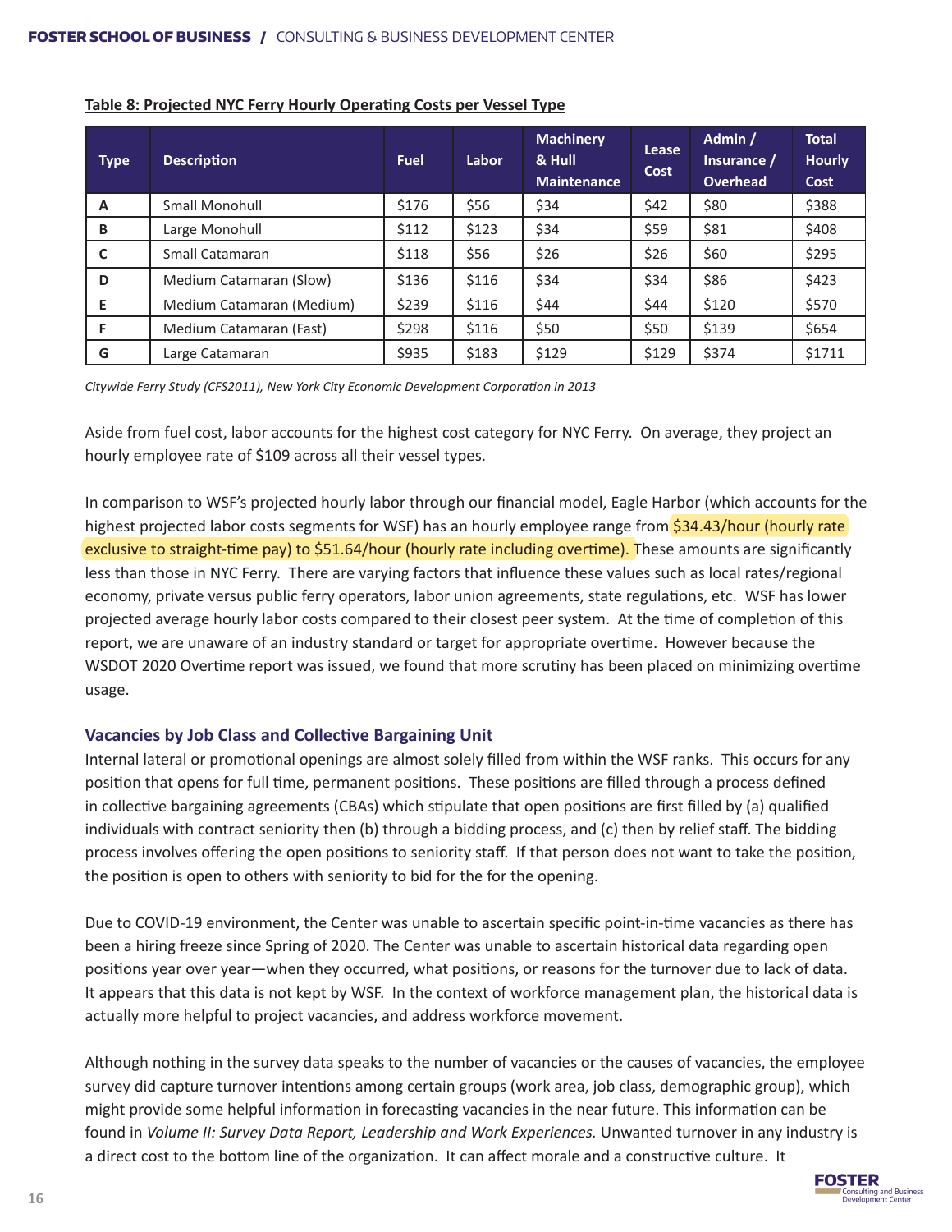**Table 8: Projected NYC Ferry Hourly Operating Costs per Vessel Type**

| Type | Description | Fuel | Labor | Machinery & Hull Maintenance | Lease Cost | Admin / Insurance / Overhead | Total Hourly Cost |
|---|---|---|---|---|---|---|---|
| A | Small Monohull | $176 | $56 | $34 | $42 | $80 | $388 |
| B | Large Monohull | $112 | $123 | $34 | $59 | $81 | $408 |
| C | Small Catamaran | $118 | $56 | $26 | $26 | $60 | $295 |
| D | Medium Catamaran (Slow) | $136 | $116 | $34 | $34 | $86 | $423 |
| E | Medium Catamaran (Medium) | $239 | $116 | $44 | $44 | $120 | $570 |
| F | Medium Catamaran (Fast) | $298 | $116 | $50 | $50 | $139 | $654 |
| G | Large Catamaran | $935 | $183 | $129 | $129 | $374 | $1711 |

*Citywide Ferry Study (CFS2011), New York City Economic Development Corporation in 2013*

Aside from fuel cost, labor accounts for the highest cost category for NYC Ferry. On average, they project an hourly employee rate of $109 across all their vessel types.

In comparison to WSF's projected hourly labor through our financial model, Eagle Harbor (which accounts for the highest projected labor costs segments for WSF) has an hourly employee range from $34.43/hour (hourly rate exclusive to straight-time pay) to $51.64/hour (hourly rate including overtime). These amounts are significantly less than those in NYC Ferry. There are varying factors that influence these values such as local rates/regional economy, private versus public ferry operators, labor union agreements, state regulations, etc. WSF has lower projected average hourly labor costs compared to their closest peer system. At the time of completion of this report, we are unaware of an industry standard or target for appropriate overtime. However because the WSDOT 2020 Overtime report was issued, we found that more scrutiny has been placed on minimizing overtime usage.

### Vacancies by Job Class and Collective Bargaining Unit

Internal lateral or promotional openings are almost solely filled from within the WSF ranks. This occurs for any position that opens for full time, permanent positions. These positions are filled through a process defined in collective bargaining agreements (CBAs) which stipulate that open positions are first filled by (a) qualified individuals with contract seniority then (b) through a bidding process, and (c) then by relief staff. The bidding process involves offering the open positions to seniority staff. If that person does not want to take the position, the position is open to others with seniority to bid for the for the opening.

Due to COVID-19 environment, the Center was unable to ascertain specific point-in-time vacancies as there has been a hiring freeze since Spring of 2020. The Center was unable to ascertain historical data regarding open positions year over year—when they occurred, what positions, or reasons for the turnover due to lack of data. It appears that this data is not kept by WSF. In the context of workforce management plan, the historical data is actually more helpful to project vacancies, and address workforce movement.

Although nothing in the survey data speaks to the number of vacancies or the causes of vacancies, the employee survey did capture turnover intentions among certain groups (work area, job class, demographic group), which might provide some helpful information in forecasting vacancies in the near future. This information can be found in *Volume II: Survey Data Report, Leadership and Work Experiences.* Unwanted turnover in any industry is a direct cost to the bottom line of the organization. It can affect morale and a constructive culture. It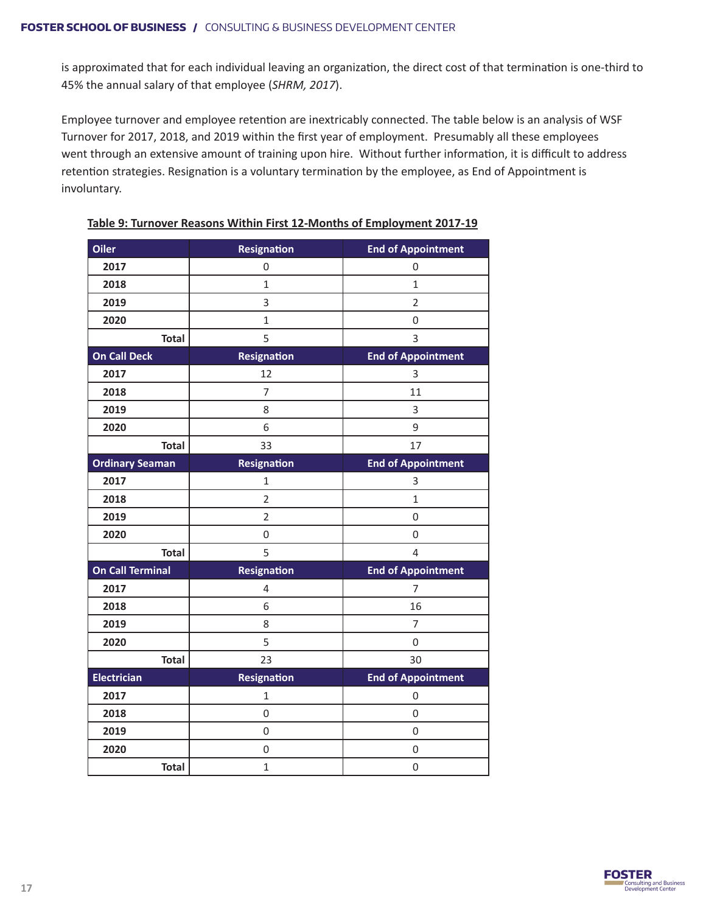is approximated that for each individual leaving an organization, the direct cost of that termination is one-third to 45% the annual salary of that employee (*SHRM, 2017*).

Employee turnover and employee retention are inextricably connected. The table below is an analysis of WSF Turnover for 2017, 2018, and 2019 within the first year of employment. Presumably all these employees went through an extensive amount of training upon hire. Without further information, it is difficult to address retention strategies. Resignation is a voluntary termination by the employee, as End of Appointment is involuntary.

**Table 9: Turnover Reasons Within First 12-Months of Employment 2017-19**

| Oiler | Resignation | End of Appointment |
|---|---|---|
| 2017 | 0 | 0 |
| 2018 | 1 | 1 |
| 2019 | 3 | 2 |
| 2020 | 1 | 0 |
| Total | 5 | 3 |
| **On Call Deck** | **Resignation** | **End of Appointment** |
| 2017 | 12 | 3 |
| 2018 | 7 | 11 |
| 2019 | 8 | 3 |
| 2020 | 6 | 9 |
| Total | 33 | 17 |
| **Ordinary Seaman** | **Resignation** | **End of Appointment** |
| 2017 | 1 | 3 |
| 2018 | 2 | 1 |
| 2019 | 2 | 0 |
| 2020 | 0 | 0 |
| Total | 5 | 4 |
| **On Call Terminal** | **Resignation** | **End of Appointment** |
| 2017 | 4 | 7 |
| 2018 | 6 | 16 |
| 2019 | 8 | 7 |
| 2020 | 5 | 0 |
| Total | 23 | 30 |
| **Electrician** | **Resignation** | **End of Appointment** |
| 2017 | 1 | 0 |
| 2018 | 0 | 0 |
| 2019 | 0 | 0 |
| 2020 | 0 | 0 |
| Total | 1 | 0 |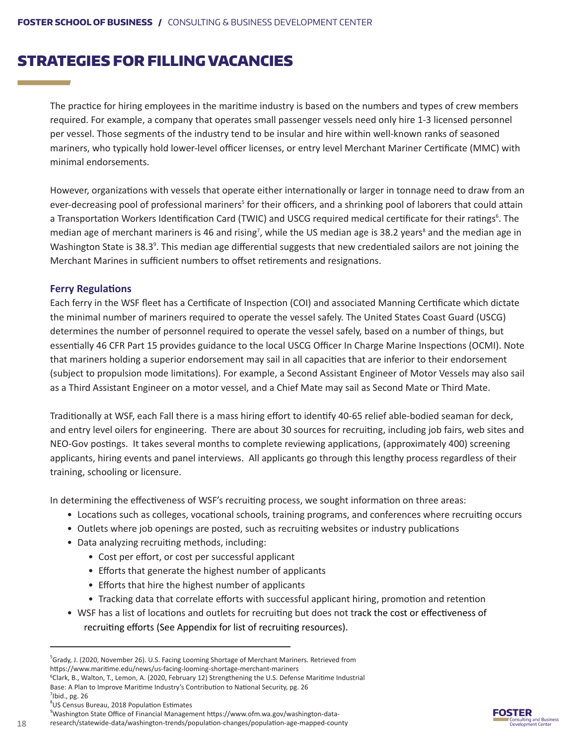# STRATEGIES FOR FILLING VACANCIES

The practice for hiring employees in the maritime industry is based on the numbers and types of crew members required. For example, a company that operates small passenger vessels need only hire 1-3 licensed personnel per vessel. Those segments of the industry tend to be insular and hire within well-known ranks of seasoned mariners, who typically hold lower-level officer licenses, or entry level Merchant Mariner Certificate (MMC) with minimal endorsements.

However, organizations with vessels that operate either internationally or larger in tonnage need to draw from an ever-decreasing pool of professional mariners[5] for their officers, and a shrinking pool of laborers that could attain a Transportation Workers Identification Card (TWIC) and USCG required medical certificate for their ratings[6]. The median age of merchant mariners is 46 and rising[7], while the US median age is 38.2 years[8] and the median age in Washington State is 38.3[9]. This median age differential suggests that new credentialed sailors are not joining the Merchant Marines in sufficient numbers to offset retirements and resignations.

### Ferry Regulations

Each ferry in the WSF fleet has a Certificate of Inspection (COI) and associated Manning Certificate which dictate the minimal number of mariners required to operate the vessel safely. The United States Coast Guard (USCG) determines the number of personnel required to operate the vessel safely, based on a number of things, but essentially 46 CFR Part 15 provides guidance to the local USCG Officer In Charge Marine Inspections (OCMI). Note that mariners holding a superior endorsement may sail in all capacities that are inferior to their endorsement (subject to propulsion mode limitations). For example, a Second Assistant Engineer of Motor Vessels may also sail as a Third Assistant Engineer on a motor vessel, and a Chief Mate may sail as Second Mate or Third Mate.

Traditionally at WSF, each Fall there is a mass hiring effort to identify 40-65 relief able-bodied seaman for deck, and entry level oilers for engineering. There are about 30 sources for recruiting, including job fairs, web sites and NEO-Gov postings. It takes several months to complete reviewing applications, (approximately 400) screening applicants, hiring events and panel interviews. All applicants go through this lengthy process regardless of their training, schooling or licensure.

In determining the effectiveness of WSF's recruiting process, we sought information on three areas:

- Locations such as colleges, vocational schools, training programs, and conferences where recruiting occurs
- Outlets where job openings are posted, such as recruiting websites or industry publications
- Data analyzing recruiting methods, including:
  - Cost per effort, or cost per successful applicant
  - Efforts that generate the highest number of applicants
  - Efforts that hire the highest number of applicants
  - Tracking data that correlate efforts with successful applicant hiring, promotion and retention
- WSF has a list of locations and outlets for recruiting but does not track the cost or effectiveness of recruiting efforts (See Appendix for list of recruiting resources).

---

[5] Grady, J. (2020, November 26). U.S. Facing Looming Shortage of Merchant Mariners. Retrieved from https://www.maritime.edu/news/us-facing-looming-shortage-merchant-mariners

[6] Clark, B., Walton, T., Lemon, A. (2020, February 12) Strengthening the U.S. Defense Maritime Industrial Base: A Plan to Improve Maritime Industry's Contribution to National Security, pg. 26

[7] Ibid., pg. 26

[8] US Census Bureau, 2018 Population Estimates

[9] Washington State Office of Financial Management https://www.ofm.wa.gov/washington-data-research/statewide-data/washington-trends/population-changes/population-age-mapped-county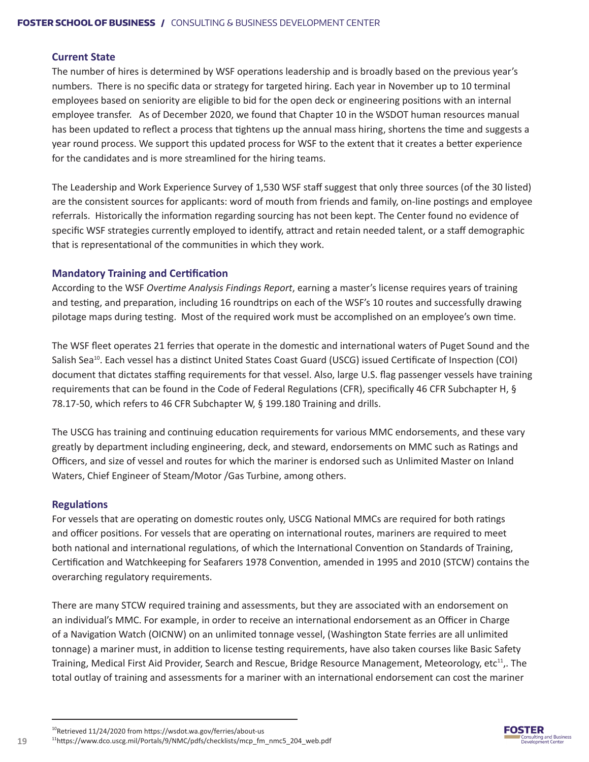### Current State

The number of hires is determined by WSF operations leadership and is broadly based on the previous year's numbers. There is no specific data or strategy for targeted hiring. Each year in November up to 10 terminal employees based on seniority are eligible to bid for the open deck or engineering positions with an internal employee transfer. As of December 2020, we found that Chapter 10 in the WSDOT human resources manual has been updated to reflect a process that tightens up the annual mass hiring, shortens the time and suggests a year round process. We support this updated process for WSF to the extent that it creates a better experience for the candidates and is more streamlined for the hiring teams.

The Leadership and Work Experience Survey of 1,530 WSF staff suggest that only three sources (of the 30 listed) are the consistent sources for applicants: word of mouth from friends and family, on-line postings and employee referrals. Historically the information regarding sourcing has not been kept. The Center found no evidence of specific WSF strategies currently employed to identify, attract and retain needed talent, or a staff demographic that is representational of the communities in which they work.

### Mandatory Training and Certification

According to the WSF *Overtime Analysis Findings Report*, earning a master's license requires years of training and testing, and preparation, including 16 roundtrips on each of the WSF's 10 routes and successfully drawing pilotage maps during testing. Most of the required work must be accomplished on an employee's own time.

The WSF fleet operates 21 ferries that operate in the domestic and international waters of Puget Sound and the Salish Sea[10]. Each vessel has a distinct United States Coast Guard (USCG) issued Certificate of Inspection (COI) document that dictates staffing requirements for that vessel. Also, large U.S. flag passenger vessels have training requirements that can be found in the Code of Federal Regulations (CFR), specifically 46 CFR Subchapter H, § 78.17-50, which refers to 46 CFR Subchapter W, § 199.180 Training and drills.

The USCG has training and continuing education requirements for various MMC endorsements, and these vary greatly by department including engineering, deck, and steward, endorsements on MMC such as Ratings and Officers, and size of vessel and routes for which the mariner is endorsed such as Unlimited Master on Inland Waters, Chief Engineer of Steam/Motor /Gas Turbine, among others.

### Regulations

For vessels that are operating on domestic routes only, USCG National MMCs are required for both ratings and officer positions. For vessels that are operating on international routes, mariners are required to meet both national and international regulations, of which the International Convention on Standards of Training, Certification and Watchkeeping for Seafarers 1978 Convention, amended in 1995 and 2010 (STCW) contains the overarching regulatory requirements.

There are many STCW required training and assessments, but they are associated with an endorsement on an individual's MMC. For example, in order to receive an international endorsement as an Officer in Charge of a Navigation Watch (OICNW) on an unlimited tonnage vessel, (Washington State ferries are all unlimited tonnage) a mariner must, in addition to license testing requirements, have also taken courses like Basic Safety Training, Medical First Aid Provider, Search and Rescue, Bridge Resource Management, Meteorology, etc[11],. The total outlay of training and assessments for a mariner with an international endorsement can cost the mariner

---

[10] Retrieved 11/24/2020 from https://wsdot.wa.gov/ferries/about-us

[11] https://www.dco.uscg.mil/Portals/9/NMC/pdfs/checklists/mcp_fm_nmc5_204_web.pdf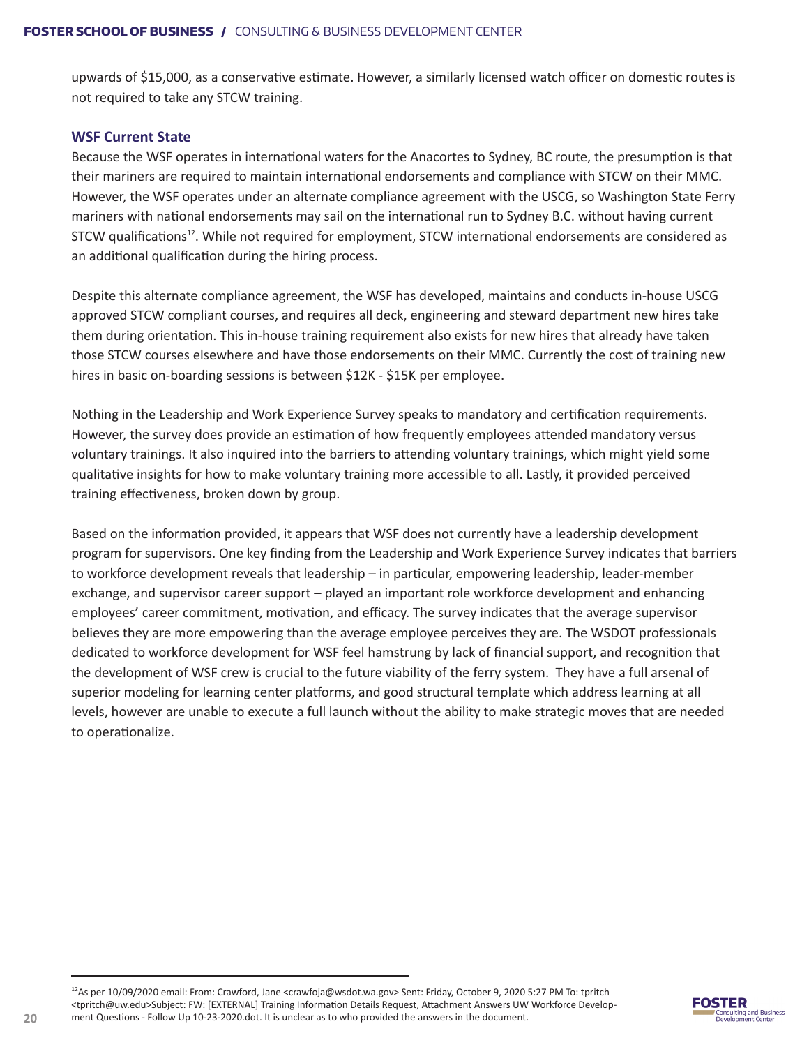upwards of $15,000, as a conservative estimate. However, a similarly licensed watch officer on domestic routes is not required to take any STCW training.

### WSF Current State

Because the WSF operates in international waters for the Anacortes to Sydney, BC route, the presumption is that their mariners are required to maintain international endorsements and compliance with STCW on their MMC. However, the WSF operates under an alternate compliance agreement with the USCG, so Washington State Ferry mariners with national endorsements may sail on the international run to Sydney B.C. without having current STCW qualifications[12]. While not required for employment, STCW international endorsements are considered as an additional qualification during the hiring process.

Despite this alternate compliance agreement, the WSF has developed, maintains and conducts in-house USCG approved STCW compliant courses, and requires all deck, engineering and steward department new hires take them during orientation. This in-house training requirement also exists for new hires that already have taken those STCW courses elsewhere and have those endorsements on their MMC. Currently the cost of training new hires in basic on-boarding sessions is between $12K - $15K per employee.

Nothing in the Leadership and Work Experience Survey speaks to mandatory and certification requirements. However, the survey does provide an estimation of how frequently employees attended mandatory versus voluntary trainings. It also inquired into the barriers to attending voluntary trainings, which might yield some qualitative insights for how to make voluntary training more accessible to all. Lastly, it provided perceived training effectiveness, broken down by group.

Based on the information provided, it appears that WSF does not currently have a leadership development program for supervisors. One key finding from the Leadership and Work Experience Survey indicates that barriers to workforce development reveals that leadership – in particular, empowering leadership, leader-member exchange, and supervisor career support – played an important role workforce development and enhancing employees' career commitment, motivation, and efficacy. The survey indicates that the average supervisor believes they are more empowering than the average employee perceives they are. The WSDOT professionals dedicated to workforce development for WSF feel hamstrung by lack of financial support, and recognition that the development of WSF crew is crucial to the future viability of the ferry system. They have a full arsenal of superior modeling for learning center platforms, and good structural template which address learning at all levels, however are unable to execute a full launch without the ability to make strategic moves that are needed to operationalize.

---

[12] As per 10/09/2020 email: From: Crawford, Jane <crawfoja@wsdot.wa.gov> Sent: Friday, October 9, 2020 5:27 PM To: tpritch <tpritch@uw.edu>Subject: FW: [EXTERNAL] Training Information Details Request, Attachment Answers UW Workforce Development Questions - Follow Up 10-23-2020.dot. It is unclear as to who provided the answers in the document.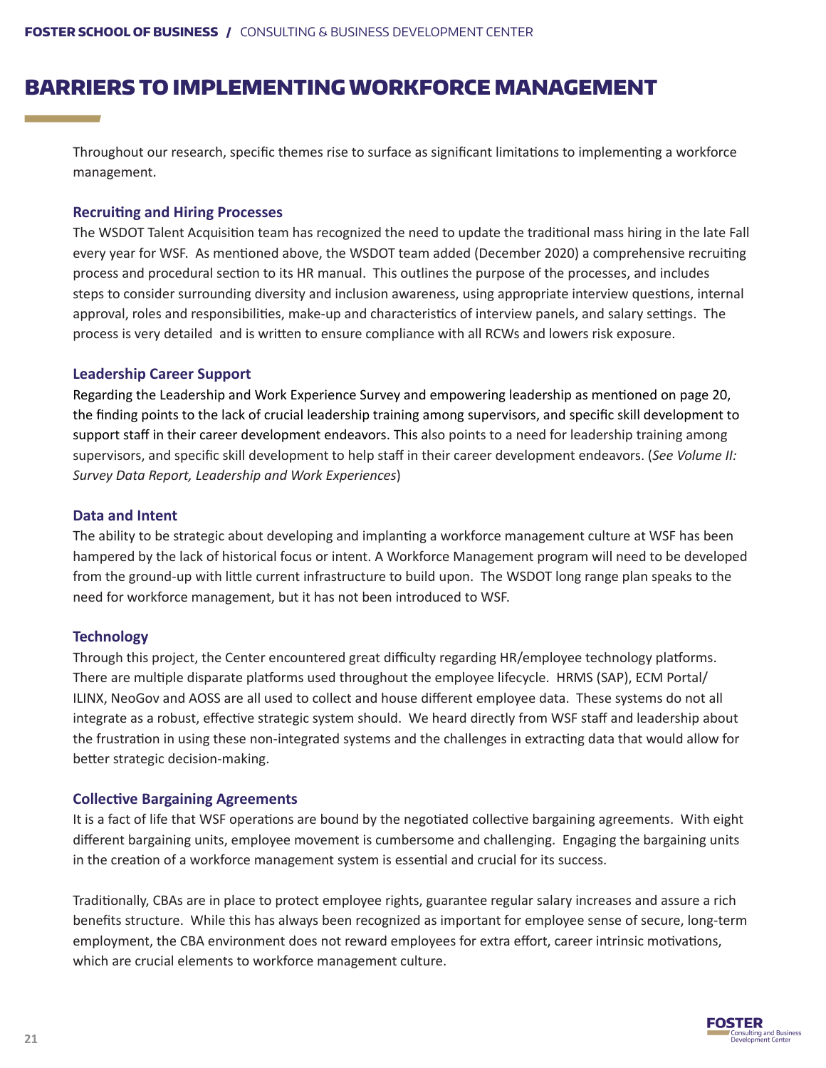# BARRIERS TO IMPLEMENTING WORKFORCE MANAGEMENT

Throughout our research, specific themes rise to surface as significant limitations to implementing a workforce management.

### Recruiting and Hiring Processes

The WSDOT Talent Acquisition team has recognized the need to update the traditional mass hiring in the late Fall every year for WSF. As mentioned above, the WSDOT team added (December 2020) a comprehensive recruiting process and procedural section to its HR manual. This outlines the purpose of the processes, and includes steps to consider surrounding diversity and inclusion awareness, using appropriate interview questions, internal approval, roles and responsibilities, make-up and characteristics of interview panels, and salary settings. The process is very detailed and is written to ensure compliance with all RCWs and lowers risk exposure.

### Leadership Career Support

Regarding the Leadership and Work Experience Survey and empowering leadership as mentioned on page 20, the finding points to the lack of crucial leadership training among supervisors, and specific skill development to support staff in their career development endeavors. This also points to a need for leadership training among supervisors, and specific skill development to help staff in their career development endeavors. (*See Volume II: Survey Data Report, Leadership and Work Experiences*)

### Data and Intent

The ability to be strategic about developing and implanting a workforce management culture at WSF has been hampered by the lack of historical focus or intent. A Workforce Management program will need to be developed from the ground-up with little current infrastructure to build upon. The WSDOT long range plan speaks to the need for workforce management, but it has not been introduced to WSF.

### Technology

Through this project, the Center encountered great difficulty regarding HR/employee technology platforms. There are multiple disparate platforms used throughout the employee lifecycle. HRMS (SAP), ECM Portal/ILINX, NeoGov and AOSS are all used to collect and house different employee data. These systems do not all integrate as a robust, effective strategic system should. We heard directly from WSF staff and leadership about the frustration in using these non-integrated systems and the challenges in extracting data that would allow for better strategic decision-making.

### Collective Bargaining Agreements

It is a fact of life that WSF operations are bound by the negotiated collective bargaining agreements. With eight different bargaining units, employee movement is cumbersome and challenging. Engaging the bargaining units in the creation of a workforce management system is essential and crucial for its success.

Traditionally, CBAs are in place to protect employee rights, guarantee regular salary increases and assure a rich benefits structure. While this has always been recognized as important for employee sense of secure, long-term employment, the CBA environment does not reward employees for extra effort, career intrinsic motivations, which are crucial elements to workforce management culture.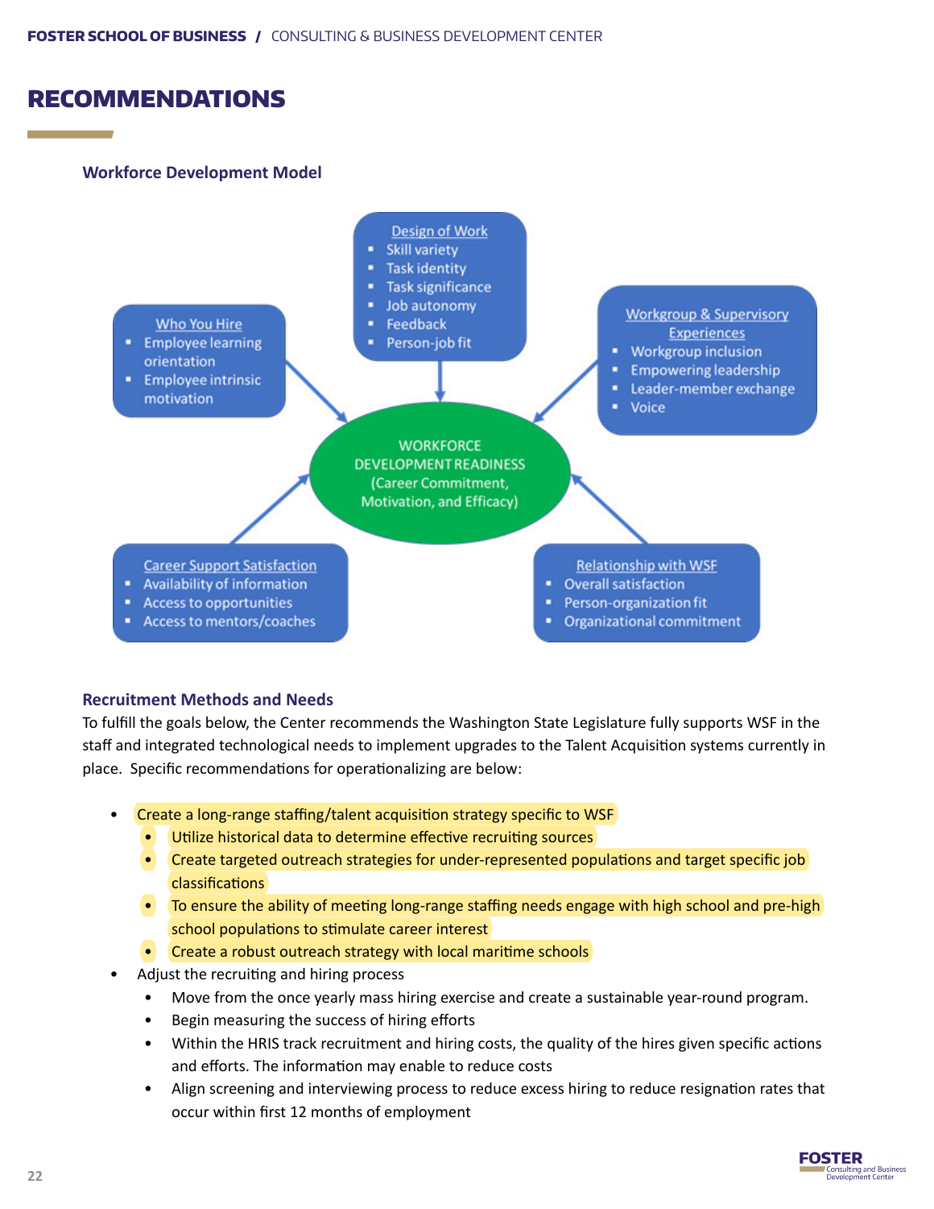# RECOMMENDATIONS

### Workforce Development Model

Who You Hire
- Employee learning orientation
- Employee intrinsic motivation

Design of Work
- Skill variety
- Task identity
- Task significance
- Job autonomy
- Feedback
- Person-job fit

Workgroup & Supervisory Experiences
- Workgroup inclusion
- Empowering leadership
- Leader-member exchange
- Voice

WORKFORCE DEVELOPMENT READINESS (Career Commitment, Motivation, and Efficacy)

Career Support Satisfaction
- Availability of information
- Access to opportunities
- Access to mentors/coaches

Relationship with WSF
- Overall satisfaction
- Person-organization fit
- Organizational commitment

### Recruitment Methods and Needs

To fulfill the goals below, the Center recommends the Washington State Legislature fully supports WSF in the staff and integrated technological needs to implement upgrades to the Talent Acquisition systems currently in place. Specific recommendations for operationalizing are below:

- Create a long-range staffing/talent acquisition strategy specific to WSF
  - Utilize historical data to determine effective recruiting sources
  - Create targeted outreach strategies for under-represented populations and target specific job classifications
  - To ensure the ability of meeting long-range staffing needs engage with high school and pre-high school populations to stimulate career interest
  - Create a robust outreach strategy with local maritime schools
- Adjust the recruiting and hiring process
  - Move from the once yearly mass hiring exercise and create a sustainable year-round program.
  - Begin measuring the success of hiring efforts
  - Within the HRIS track recruitment and hiring costs, the quality of the hires given specific actions and efforts. The information may enable to reduce costs
  - Align screening and interviewing process to reduce excess hiring to reduce resignation rates that occur within first 12 months of employment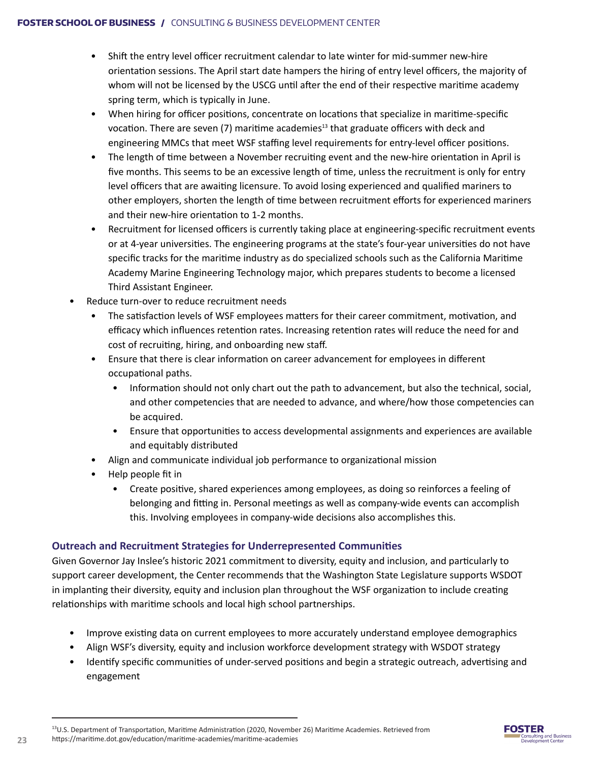- Shift the entry level officer recruitment calendar to late winter for mid-summer new-hire orientation sessions. The April start date hampers the hiring of entry level officers, the majority of whom will not be licensed by the USCG until after the end of their respective maritime academy spring term, which is typically in June.
- When hiring for officer positions, concentrate on locations that specialize in maritime-specific vocation. There are seven (7) maritime academies[13] that graduate officers with deck and engineering MMCs that meet WSF staffing level requirements for entry-level officer positions.
- The length of time between a November recruiting event and the new-hire orientation in April is five months. This seems to be an excessive length of time, unless the recruitment is only for entry level officers that are awaiting licensure. To avoid losing experienced and qualified mariners to other employers, shorten the length of time between recruitment efforts for experienced mariners and their new-hire orientation to 1-2 months.
- Recruitment for licensed officers is currently taking place at engineering-specific recruitment events or at 4-year universities. The engineering programs at the state's four-year universities do not have specific tracks for the maritime industry as do specialized schools such as the California Maritime Academy Marine Engineering Technology major, which prepares students to become a licensed Third Assistant Engineer.

- Reduce turn-over to reduce recruitment needs
  - The satisfaction levels of WSF employees matters for their career commitment, motivation, and efficacy which influences retention rates. Increasing retention rates will reduce the need for and cost of recruiting, hiring, and onboarding new staff.
  - Ensure that there is clear information on career advancement for employees in different occupational paths.
    - Information should not only chart out the path to advancement, but also the technical, social, and other competencies that are needed to advance, and where/how those competencies can be acquired.
    - Ensure that opportunities to access developmental assignments and experiences are available and equitably distributed
  - Align and communicate individual job performance to organizational mission
  - Help people fit in
    - Create positive, shared experiences among employees, as doing so reinforces a feeling of belonging and fitting in. Personal meetings as well as company-wide events can accomplish this. Involving employees in company-wide decisions also accomplishes this.

### Outreach and Recruitment Strategies for Underrepresented Communities

Given Governor Jay Inslee's historic 2021 commitment to diversity, equity and inclusion, and particularly to support career development, the Center recommends that the Washington State Legislature supports WSDOT in implanting their diversity, equity and inclusion plan throughout the WSF organization to include creating relationships with maritime schools and local high school partnerships.

- Improve existing data on current employees to more accurately understand employee demographics
- Align WSF's diversity, equity and inclusion workforce development strategy with WSDOT strategy
- Identify specific communities of under-served positions and begin a strategic outreach, advertising and engagement

[13] U.S. Department of Transportation, Maritime Administration (2020, November 26) Maritime Academies. Retrieved from https://maritime.dot.gov/education/maritime-academies/maritime-academies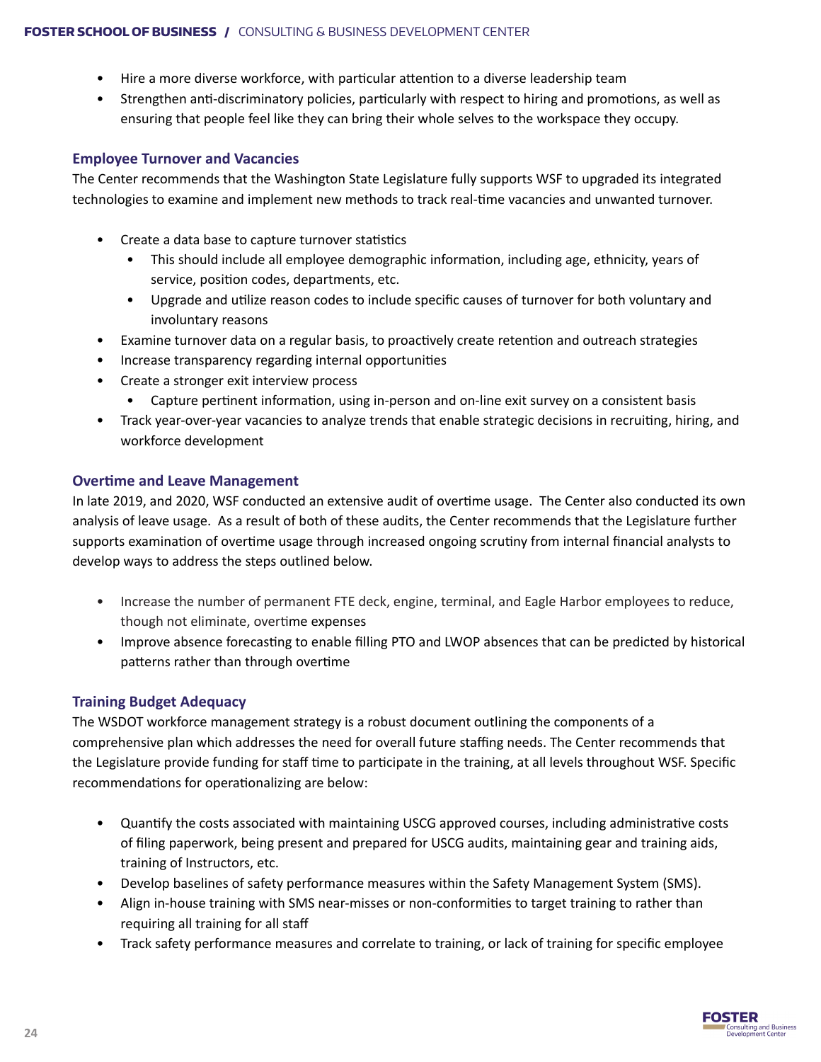- Hire a more diverse workforce, with particular attention to a diverse leadership team
- Strengthen anti-discriminatory policies, particularly with respect to hiring and promotions, as well as ensuring that people feel like they can bring their whole selves to the workspace they occupy.

### Employee Turnover and Vacancies

The Center recommends that the Washington State Legislature fully supports WSF to upgraded its integrated technologies to examine and implement new methods to track real-time vacancies and unwanted turnover.

- Create a data base to capture turnover statistics
  - This should include all employee demographic information, including age, ethnicity, years of service, position codes, departments, etc.
  - Upgrade and utilize reason codes to include specific causes of turnover for both voluntary and involuntary reasons
- Examine turnover data on a regular basis, to proactively create retention and outreach strategies
- Increase transparency regarding internal opportunities
- Create a stronger exit interview process
  - Capture pertinent information, using in-person and on-line exit survey on a consistent basis
- Track year-over-year vacancies to analyze trends that enable strategic decisions in recruiting, hiring, and workforce development

### Overtime and Leave Management

In late 2019, and 2020, WSF conducted an extensive audit of overtime usage. The Center also conducted its own analysis of leave usage. As a result of both of these audits, the Center recommends that the Legislature further supports examination of overtime usage through increased ongoing scrutiny from internal financial analysts to develop ways to address the steps outlined below.

- Increase the number of permanent FTE deck, engine, terminal, and Eagle Harbor employees to reduce, though not eliminate, overtime expenses
- Improve absence forecasting to enable filling PTO and LWOP absences that can be predicted by historical patterns rather than through overtime

### Training Budget Adequacy

The WSDOT workforce management strategy is a robust document outlining the components of a comprehensive plan which addresses the need for overall future staffing needs. The Center recommends that the Legislature provide funding for staff time to participate in the training, at all levels throughout WSF. Specific recommendations for operationalizing are below:

- Quantify the costs associated with maintaining USCG approved courses, including administrative costs of filing paperwork, being present and prepared for USCG audits, maintaining gear and training aids, training of Instructors, etc.
- Develop baselines of safety performance measures within the Safety Management System (SMS).
- Align in-house training with SMS near-misses or non-conformities to target training to rather than requiring all training for all staff
- Track safety performance measures and correlate to training, or lack of training for specific employee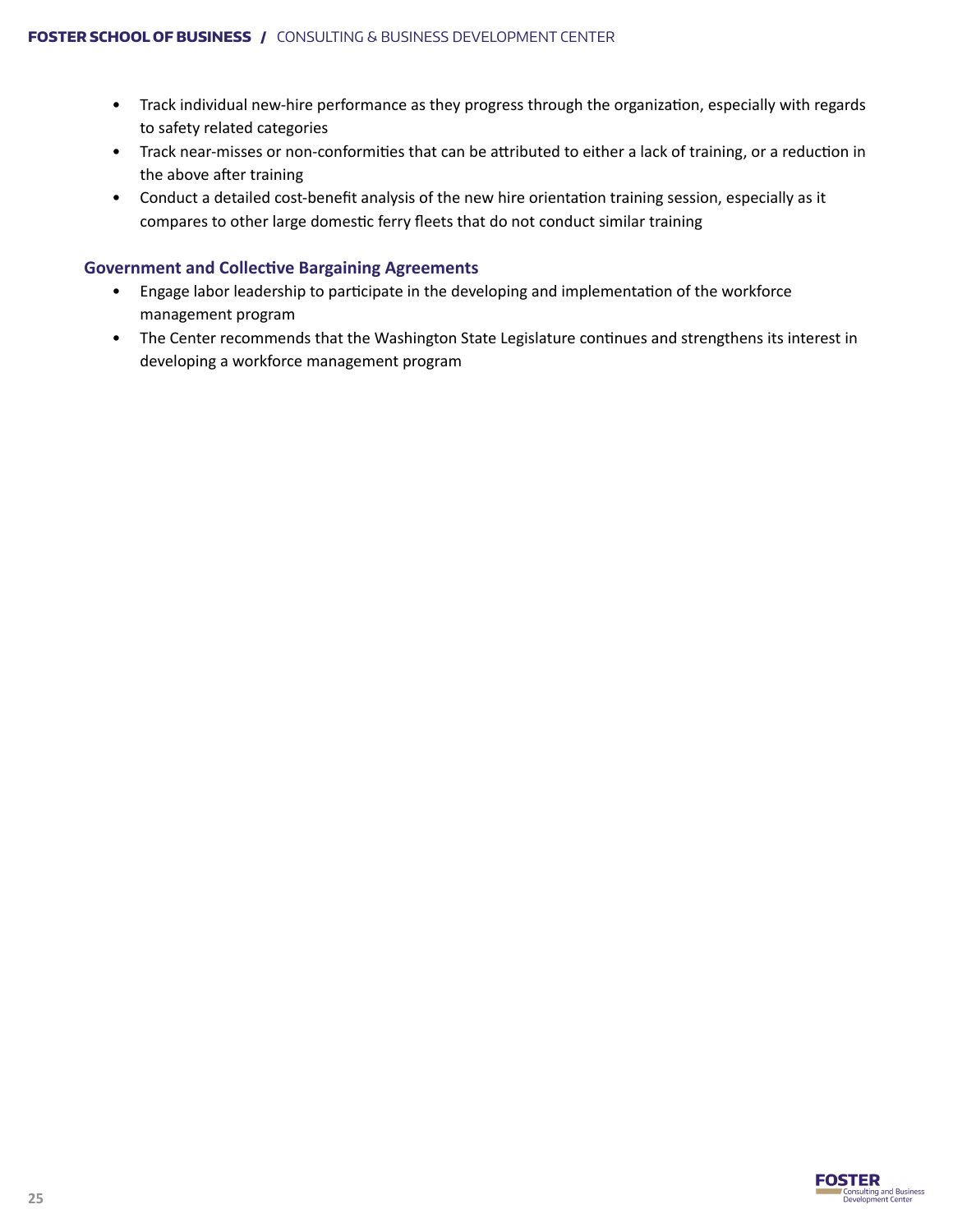- Track individual new-hire performance as they progress through the organization, especially with regards to safety related categories
- Track near-misses or non-conformities that can be attributed to either a lack of training, or a reduction in the above after training
- Conduct a detailed cost-benefit analysis of the new hire orientation training session, especially as it compares to other large domestic ferry fleets that do not conduct similar training

### Government and Collective Bargaining Agreements

- Engage labor leadership to participate in the developing and implementation of the workforce management program
- The Center recommends that the Washington State Legislature continues and strengthens its interest in developing a workforce management program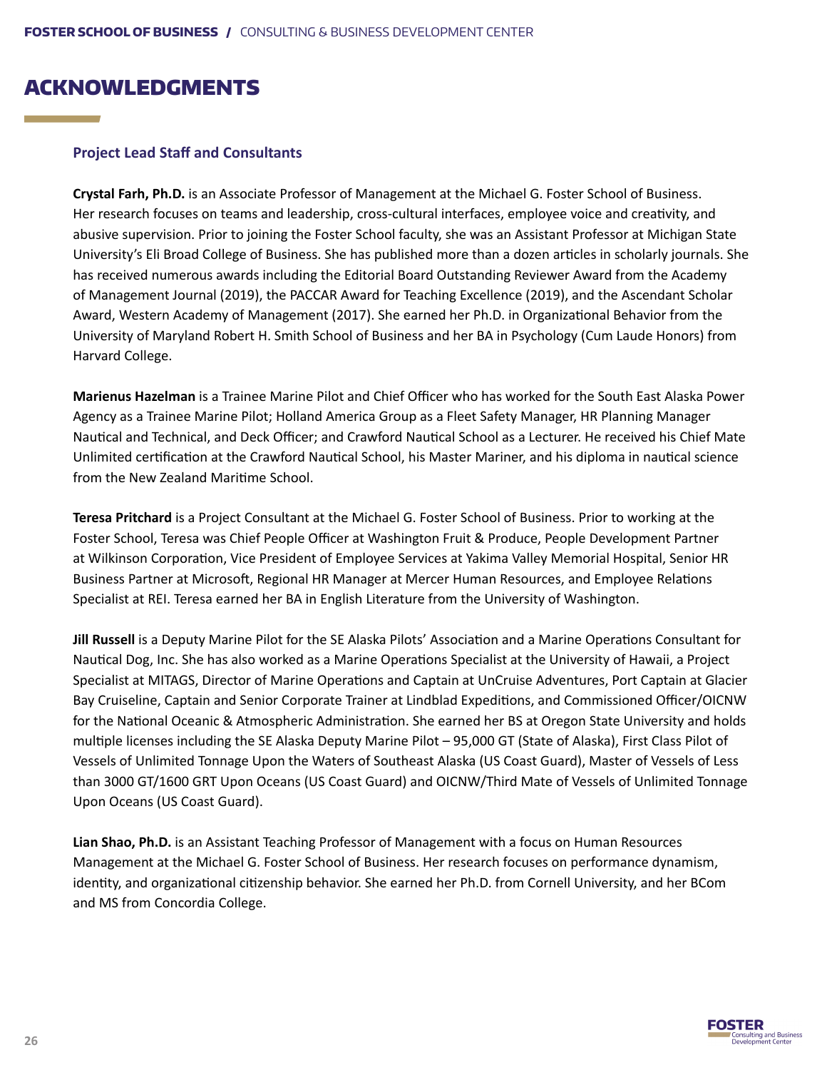# ACKNOWLEDGMENTS

### Project Lead Staff and Consultants

**Crystal Farh, Ph.D.** is an Associate Professor of Management at the Michael G. Foster School of Business. Her research focuses on teams and leadership, cross-cultural interfaces, employee voice and creativity, and abusive supervision. Prior to joining the Foster School faculty, she was an Assistant Professor at Michigan State University's Eli Broad College of Business. She has published more than a dozen articles in scholarly journals. She has received numerous awards including the Editorial Board Outstanding Reviewer Award from the Academy of Management Journal (2019), the PACCAR Award for Teaching Excellence (2019), and the Ascendant Scholar Award, Western Academy of Management (2017). She earned her Ph.D. in Organizational Behavior from the University of Maryland Robert H. Smith School of Business and her BA in Psychology (Cum Laude Honors) from Harvard College.

**Marienus Hazelman** is a Trainee Marine Pilot and Chief Officer who has worked for the South East Alaska Power Agency as a Trainee Marine Pilot; Holland America Group as a Fleet Safety Manager, HR Planning Manager Nautical and Technical, and Deck Officer; and Crawford Nautical School as a Lecturer. He received his Chief Mate Unlimited certification at the Crawford Nautical School, his Master Mariner, and his diploma in nautical science from the New Zealand Maritime School.

**Teresa Pritchard** is a Project Consultant at the Michael G. Foster School of Business. Prior to working at the Foster School, Teresa was Chief People Officer at Washington Fruit & Produce, People Development Partner at Wilkinson Corporation, Vice President of Employee Services at Yakima Valley Memorial Hospital, Senior HR Business Partner at Microsoft, Regional HR Manager at Mercer Human Resources, and Employee Relations Specialist at REI. Teresa earned her BA in English Literature from the University of Washington.

**Jill Russell** is a Deputy Marine Pilot for the SE Alaska Pilots' Association and a Marine Operations Consultant for Nautical Dog, Inc. She has also worked as a Marine Operations Specialist at the University of Hawaii, a Project Specialist at MITAGS, Director of Marine Operations and Captain at UnCruise Adventures, Port Captain at Glacier Bay Cruiseline, Captain and Senior Corporate Trainer at Lindblad Expeditions, and Commissioned Officer/OICNW for the National Oceanic & Atmospheric Administration. She earned her BS at Oregon State University and holds multiple licenses including the SE Alaska Deputy Marine Pilot – 95,000 GT (State of Alaska), First Class Pilot of Vessels of Unlimited Tonnage Upon the Waters of Southeast Alaska (US Coast Guard), Master of Vessels of Less than 3000 GT/1600 GRT Upon Oceans (US Coast Guard) and OICNW/Third Mate of Vessels of Unlimited Tonnage Upon Oceans (US Coast Guard).

**Lian Shao, Ph.D.** is an Assistant Teaching Professor of Management with a focus on Human Resources Management at the Michael G. Foster School of Business. Her research focuses on performance dynamism, identity, and organizational citizenship behavior. She earned her Ph.D. from Cornell University, and her BCom and MS from Concordia College.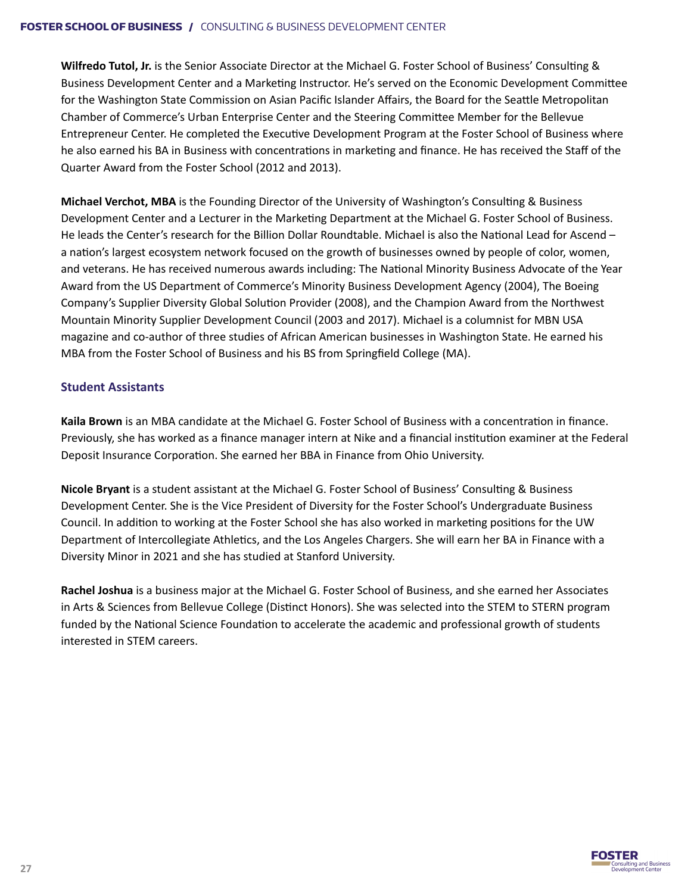**Wilfredo Tutol, Jr.** is the Senior Associate Director at the Michael G. Foster School of Business' Consulting & Business Development Center and a Marketing Instructor. He's served on the Economic Development Committee for the Washington State Commission on Asian Pacific Islander Affairs, the Board for the Seattle Metropolitan Chamber of Commerce's Urban Enterprise Center and the Steering Committee Member for the Bellevue Entrepreneur Center. He completed the Executive Development Program at the Foster School of Business where he also earned his BA in Business with concentrations in marketing and finance. He has received the Staff of the Quarter Award from the Foster School (2012 and 2013).

**Michael Verchot, MBA** is the Founding Director of the University of Washington's Consulting & Business Development Center and a Lecturer in the Marketing Department at the Michael G. Foster School of Business. He leads the Center's research for the Billion Dollar Roundtable. Michael is also the National Lead for Ascend – a nation's largest ecosystem network focused on the growth of businesses owned by people of color, women, and veterans. He has received numerous awards including: The National Minority Business Advocate of the Year Award from the US Department of Commerce's Minority Business Development Agency (2004), The Boeing Company's Supplier Diversity Global Solution Provider (2008), and the Champion Award from the Northwest Mountain Minority Supplier Development Council (2003 and 2017). Michael is a columnist for MBN USA magazine and co-author of three studies of African American businesses in Washington State. He earned his MBA from the Foster School of Business and his BS from Springfield College (MA).

### Student Assistants

**Kaila Brown** is an MBA candidate at the Michael G. Foster School of Business with a concentration in finance. Previously, she has worked as a finance manager intern at Nike and a financial institution examiner at the Federal Deposit Insurance Corporation. She earned her BBA in Finance from Ohio University.

**Nicole Bryant** is a student assistant at the Michael G. Foster School of Business' Consulting & Business Development Center. She is the Vice President of Diversity for the Foster School's Undergraduate Business Council. In addition to working at the Foster School she has also worked in marketing positions for the UW Department of Intercollegiate Athletics, and the Los Angeles Chargers. She will earn her BA in Finance with a Diversity Minor in 2021 and she has studied at Stanford University.

**Rachel Joshua** is a business major at the Michael G. Foster School of Business, and she earned her Associates in Arts & Sciences from Bellevue College (Distinct Honors). She was selected into the STEM to STERN program funded by the National Science Foundation to accelerate the academic and professional growth of students interested in STEM careers.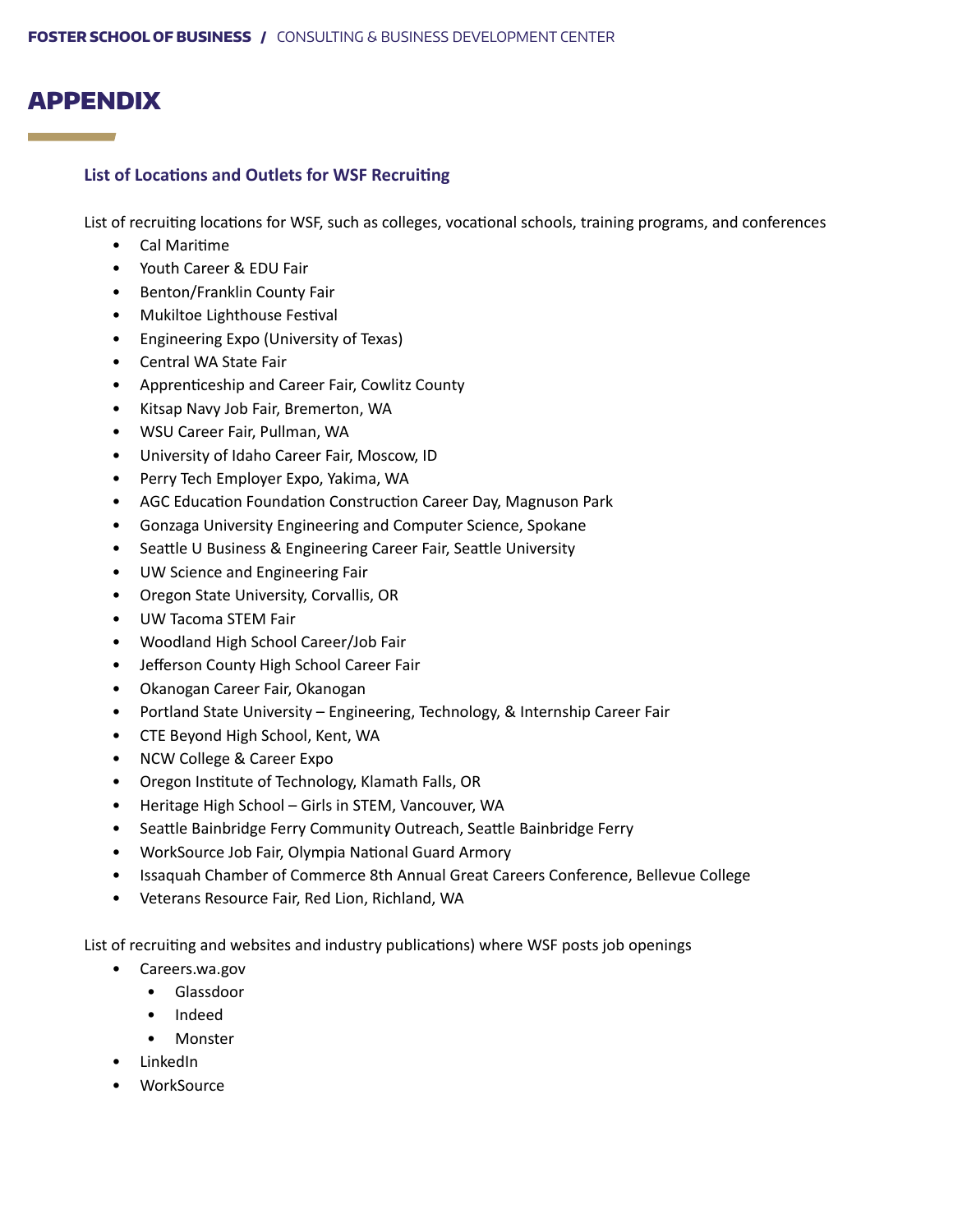# APPENDIX

### List of Locations and Outlets for WSF Recruiting

List of recruiting locations for WSF, such as colleges, vocational schools, training programs, and conferences

- Cal Maritime
- Youth Career & EDU Fair
- Benton/Franklin County Fair
- Mukiltoe Lighthouse Festival
- Engineering Expo (University of Texas)
- Central WA State Fair
- Apprenticeship and Career Fair, Cowlitz County
- Kitsap Navy Job Fair, Bremerton, WA
- WSU Career Fair, Pullman, WA
- University of Idaho Career Fair, Moscow, ID
- Perry Tech Employer Expo, Yakima, WA
- AGC Education Foundation Construction Career Day, Magnuson Park
- Gonzaga University Engineering and Computer Science, Spokane
- Seattle U Business & Engineering Career Fair, Seattle University
- UW Science and Engineering Fair
- Oregon State University, Corvallis, OR
- UW Tacoma STEM Fair
- Woodland High School Career/Job Fair
- Jefferson County High School Career Fair
- Okanogan Career Fair, Okanogan
- Portland State University – Engineering, Technology, & Internship Career Fair
- CTE Beyond High School, Kent, WA
- NCW College & Career Expo
- Oregon Institute of Technology, Klamath Falls, OR
- Heritage High School – Girls in STEM, Vancouver, WA
- Seattle Bainbridge Ferry Community Outreach, Seattle Bainbridge Ferry
- WorkSource Job Fair, Olympia National Guard Armory
- Issaquah Chamber of Commerce 8th Annual Great Careers Conference, Bellevue College
- Veterans Resource Fair, Red Lion, Richland, WA

List of recruiting and websites and industry publications) where WSF posts job openings

- Careers.wa.gov
  - Glassdoor
  - Indeed
  - Monster
- LinkedIn
- WorkSource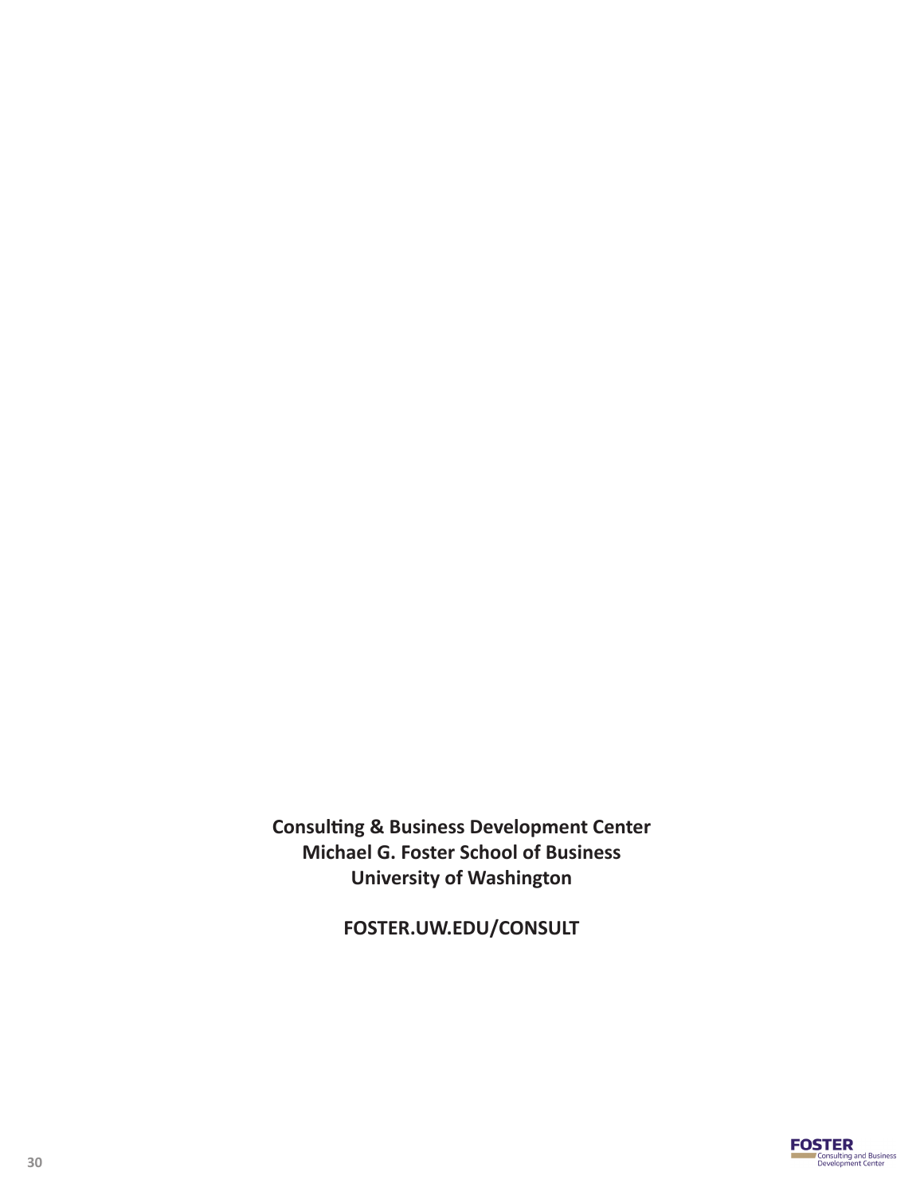**Consulting & Business Development Center**
**Michael G. Foster School of Business**
**University of Washington**

**FOSTER.UW.EDU/CONSULT**

FOSTER
Consulting and Business Development Center